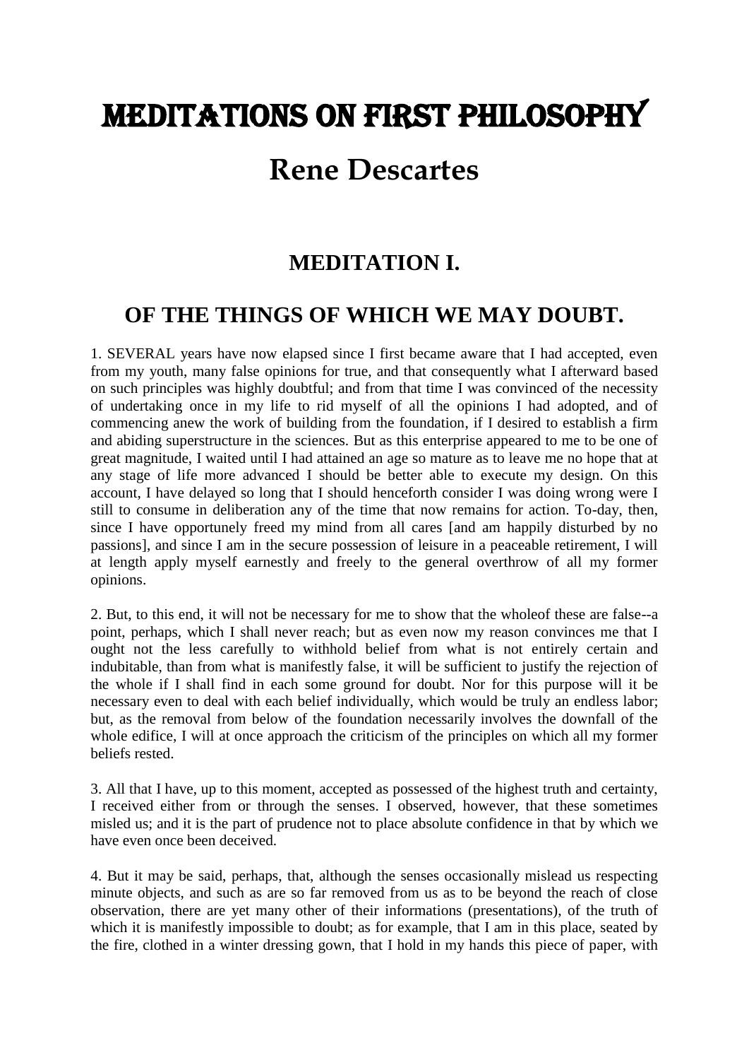# MEDITATIONS ON FIRST PHILOSOPHY

## Rene Descartes

### MEDITATION I.

### OF THE THINGS OF WHICH WE MAY DOUBT.

1. SEVERAL years have now elapsed since I first became aware that I had accepted, even from my youth, many false opinions for true, and that consequently what I afterward based on such principles was highly doubtful; and from that time I was convinced of the necessity of undertaking once in my life to rid myself of all the opinions I had adopted, and of commencing anew the work of building from the foundation, if I desired to establish a firm and abiding superstructure in the sciences. But as this enterprise appeared to me to be one of great magnitude, I waited until I had attained an age so mature as to leave me no hope that at any stage of life more advanced I should be better able to execute my design. On this account, I have delayed so long that I should henceforth consider I was doing wrong were I still to consume in deliberation any of the time that now remains for action. To-day, then, since I have opportunely freed my mind from all cares [and am happily disturbed by no passions], and since I am in the secure possession of leisure in a peaceable retirement, I will at length apply myself earnestly and freely to the general overthrow of all my former opinions.

2. But, to this end, it will not be necessary for me to show that the wholeof these are false--a point, perhaps, which I shall never reach; but as even now my reason convinces me that I ought not the less carefully to withhold belief from what is not entirely certain and indubitable, than from what is manifestly false, it will be sufficient to justify the rejection of the whole if I shall find in each some ground for doubt. Nor for this purpose will it be necessary even to deal with each belief individually, which would be truly an endless labor; but, as the removal from below of the foundation necessarily involves the downfall of the whole edifice, I will at once approach the criticism of the principles on which all my former beliefs rested.

3. All that I have, up to this moment, accepted as possessed of the highest truth and certainty, I received either from or through the senses. I observed, however, that these sometimes misled us; and it is the part of prudence not to place absolute confidence in that by which we have even once been deceived.

4. But it may be said, perhaps, that, although the senses occasionally mislead us respecting minute objects, and such as are so far removed from us as to be beyond the reach of close observation, there are yet many other of their informations (presentations), of the truth of which it is manifestly impossible to doubt; as for example, that I am in this place, seated by the fire, clothed in a winter dressing gown, that I hold in my hands this piece of paper, with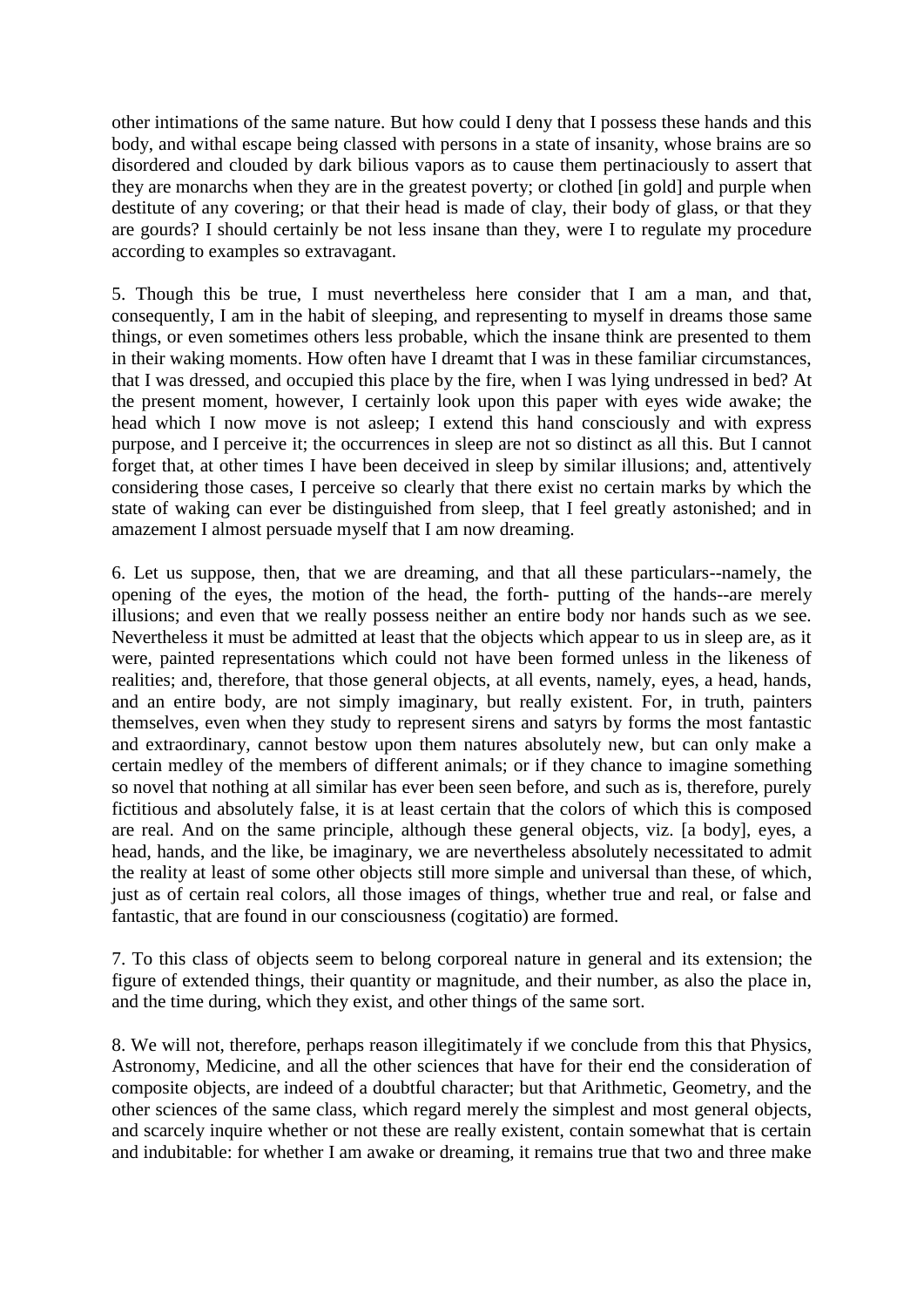other intimations of the same nature. But how could I deny that I possess these hands and this body, and withal escape being classed with persons in a state of insanity, whose brains are so disordered and clouded by dark bilious vapors as to cause them pertinaciously to assert that they are monarchs when they are in the greatest poverty; or clothed [in gold] and purple when destitute of any covering; or that their head is made of clay, their body of glass, or that they are gourds? I should certainly be not less insane than they, were I to regulate my procedure according to examples so extravagant.

5. Though this be true, I must nevertheless here consider that I am a man, and that, consequently, I am in the habit of sleeping, and representing to myself in dreams those same things, or even sometimes others less probable, which the insane think are presented to them in their waking moments. How often have I dreamt that I was in these familiar circumstances, that I was dressed, and occupied this place by the fire, when I was lying undressed in bed? At the present moment, however, I certainly look upon this paper with eyes wide awake; the head which I now move is not asleep; I extend this hand consciously and with express purpose, and I perceive it; the occurrences in sleep are not so distinct as all this. But I cannot forget that, at other times I have been deceived in sleep by similar illusions; and, attentively considering those cases, I perceive so clearly that there exist no certain marks by which the state of waking can ever be distinguished from sleep, that I feel greatly astonished; and in amazement I almost persuade myself that I am now dreaming.

6. Let us suppose, then, that we are dreaming, and that all these particulars--namely, the opening of the eyes, the motion of the head, the forth- putting of the hands--are merely illusions; and even that we really possess neither an entire body nor hands such as we see. Nevertheless it must be admitted at least that the objects which appear to us in sleep are, as it were, painted representations which could not have been formed unless in the likeness of realities; and, therefore, that those general objects, at all events, namely, eyes, a head, hands, and an entire body, are not simply imaginary, but really existent. For, in truth, painters themselves, even when they study to represent sirens and satyrs by forms the most fantastic and extraordinary, cannot bestow upon them natures absolutely new, but can only make a certain medley of the members of different animals; or if they chance to imagine something so novel that nothing at all similar has ever been seen before, and such as is, therefore, purely fictitious and absolutely false, it is at least certain that the colors of which this is composed are real. And on the same principle, although these general objects, viz. [a body], eyes, a head, hands, and the like, be imaginary, we are nevertheless absolutely necessitated to admit the reality at least of some other objects still more simple and universal than these, of which, just as of certain real colors, all those images of things, whether true and real, or false and fantastic, that are found in our consciousness (cogitatio) are formed.

7. To this class of objects seem to belong corporeal nature in general and its extension; the figure of extended things, their quantity or magnitude, and their number, as also the place in, and the time during, which they exist, and other things of the same sort.

8. We will not, therefore, perhaps reason illegitimately if we conclude from this that Physics, Astronomy, Medicine, and all the other sciences that have for their end the consideration of composite objects, are indeed of a doubtful character; but that Arithmetic, Geometry, and the other sciences of the same class, which regard merely the simplest and most general objects, and scarcely inquire whether or not these are really existent, contain somewhat that is certain and indubitable: for whether I am awake or dreaming, it remains true that two and three make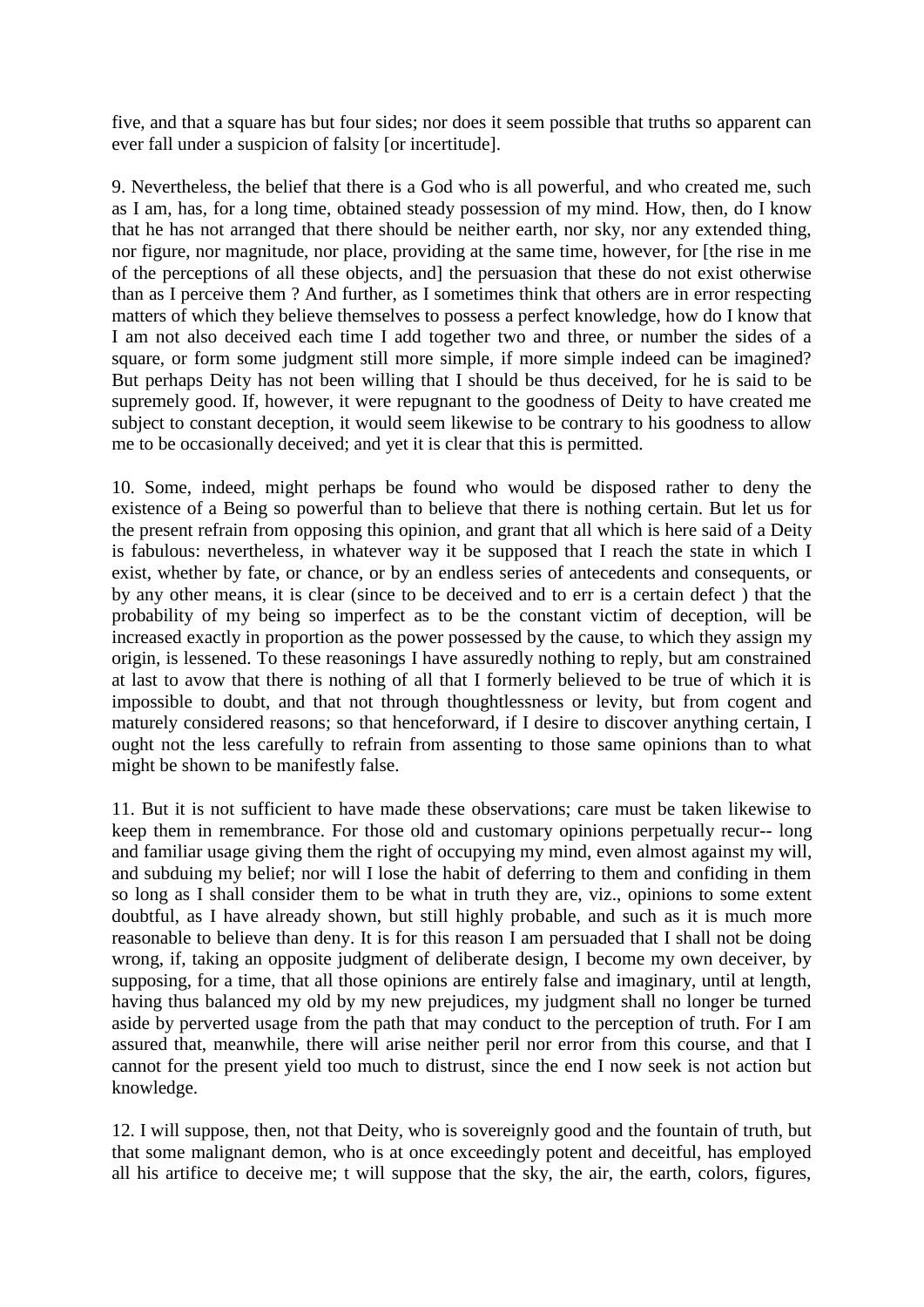five, and that a square has but four sides; nor does it seem possible that truths so apparent can ever fall under a suspicion of falsity [or incertitude].

9. Nevertheless, the belief that there is a God who is all powerful, and who created me, such as I am, has, for a long time, obtained steady possession of my mind. How, then, do I know that he has not arranged that there should be neither earth, nor sky, nor any extended thing, nor figure, nor magnitude, nor place, providing at the same time, however, for [the rise in me of the perceptions of all these objects, and] the persuasion that these do not exist otherwise than as I perceive them ? And further, as I sometimes think that others are in error respecting matters of which they believe themselves to possess a perfect knowledge, how do I know that I am not also deceived each time I add together two and three, or number the sides of a square, or form some judgment still more simple, if more simple indeed can be imagined? But perhaps Deity has not been willing that I should be thus deceived, for he is said to be supremely good. If, however, it were repugnant to the goodness of Deity to have created me subject to constant deception, it would seem likewise to be contrary to his goodness to allow me to be occasionally deceived; and yet it is clear that this is permitted.

10. Some, indeed, might perhaps be found who would be disposed rather to deny the existence of a Being so powerful than to believe that there is nothing certain. But let us for the present refrain from opposing this opinion, and grant that all which is here said of a Deity is fabulous: nevertheless, in whatever way it be supposed that I reach the state in which I exist, whether by fate, or chance, or by an endless series of antecedents and consequents, or by any other means, it is clear (since to be deceived and to err is a certain defect ) that the probability of my being so imperfect as to be the constant victim of deception, will be increased exactly in proportion as the power possessed by the cause, to which they assign my origin, is lessened. To these reasonings I have assuredly nothing to reply, but am constrained at last to avow that there is nothing of all that I formerly believed to be true of which it is impossible to doubt, and that not through thoughtlessness or levity, but from cogent and maturely considered reasons; so that henceforward, if I desire to discover anything certain, I ought not the less carefully to refrain from assenting to those same opinions than to what might be shown to be manifestly false.

11. But it is not sufficient to have made these observations; care must be taken likewise to keep them in remembrance. For those old and customary opinions perpetually recur-- long and familiar usage giving them the right of occupying my mind, even almost against my will, and subduing my belief; nor will I lose the habit of deferring to them and confiding in them so long as I shall consider them to be what in truth they are, viz., opinions to some extent doubtful, as I have already shown, but still highly probable, and such as it is much more reasonable to believe than deny. It is for this reason I am persuaded that I shall not be doing wrong, if, taking an opposite judgment of deliberate design, I become my own deceiver, by supposing, for a time, that all those opinions are entirely false and imaginary, until at length, having thus balanced my old by my new prejudices, my judgment shall no longer be turned aside by perverted usage from the path that may conduct to the perception of truth. For I am assured that, meanwhile, there will arise neither peril nor error from this course, and that I cannot for the present yield too much to distrust, since the end I now seek is not action but knowledge.

12. I will suppose, then, not that Deity, who is sovereignly good and the fountain of truth, but that some malignant demon, who is at once exceedingly potent and deceitful, has employed all his artifice to deceive me; t will suppose that the sky, the air, the earth, colors, figures,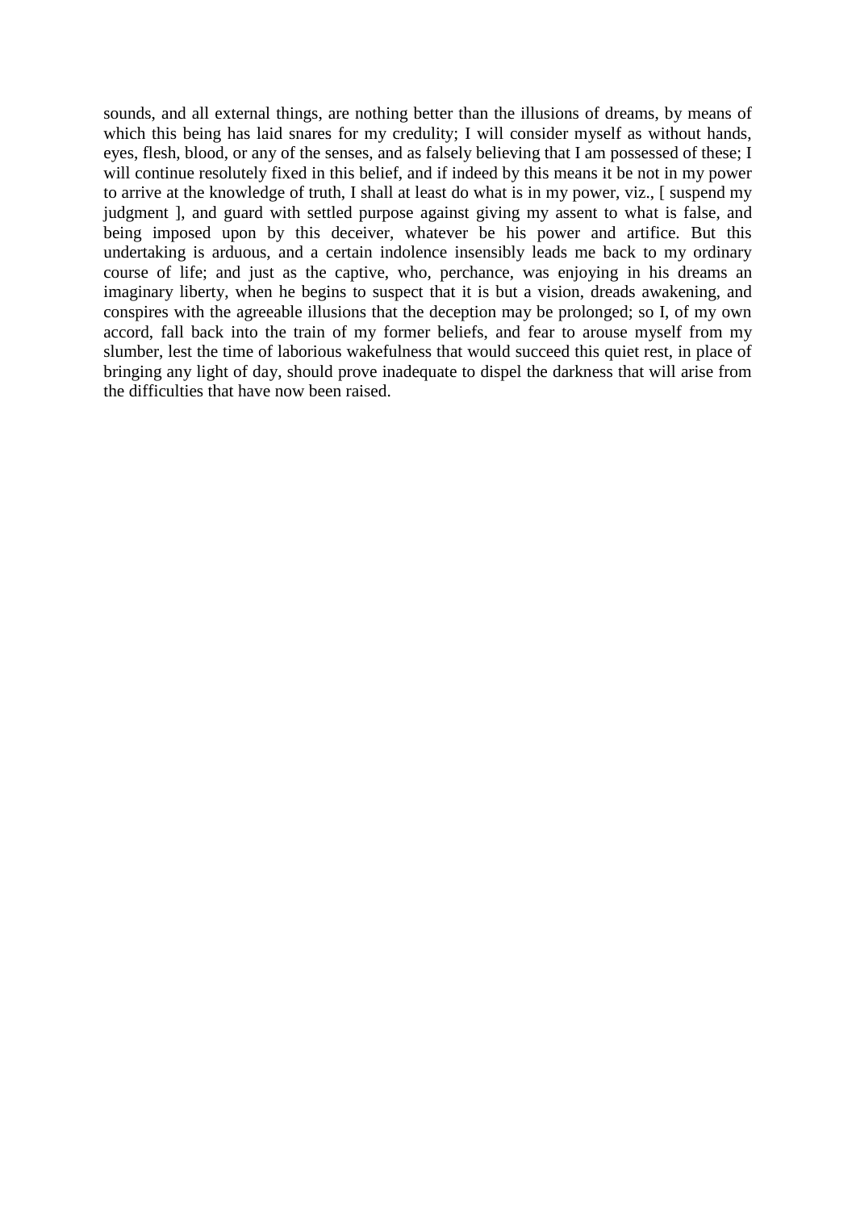sounds, and all external things, are nothing better than the illusions of dreams, by means of which this being has laid snares for my credulity; I will consider myself as without hands, eyes, flesh, blood, or any of the senses, and as falsely believing that I am possessed of these; I will continue resolutely fixed in this belief, and if indeed by this means it be not in my power to arrive at the knowledge of truth, I shall at least do what is in my power, viz., [ suspend my judgment ], and guard with settled purpose against giving my assent to what is false, and being imposed upon by this deceiver, whatever be his power and artifice. But this undertaking is arduous, and a certain indolence insensibly leads me back to my ordinary course of life; and just as the captive, who, perchance, was enjoying in his dreams an imaginary liberty, when he begins to suspect that it is but a vision, dreads awakening, and conspires with the agreeable illusions that the deception may be prolonged; so I, of my own accord, fall back into the train of my former beliefs, and fear to arouse myself from my slumber, lest the time of laborious wakefulness that would succeed this quiet rest, in place of bringing any light of day, should prove inadequate to dispel the darkness that will arise from the difficulties that have now been raised.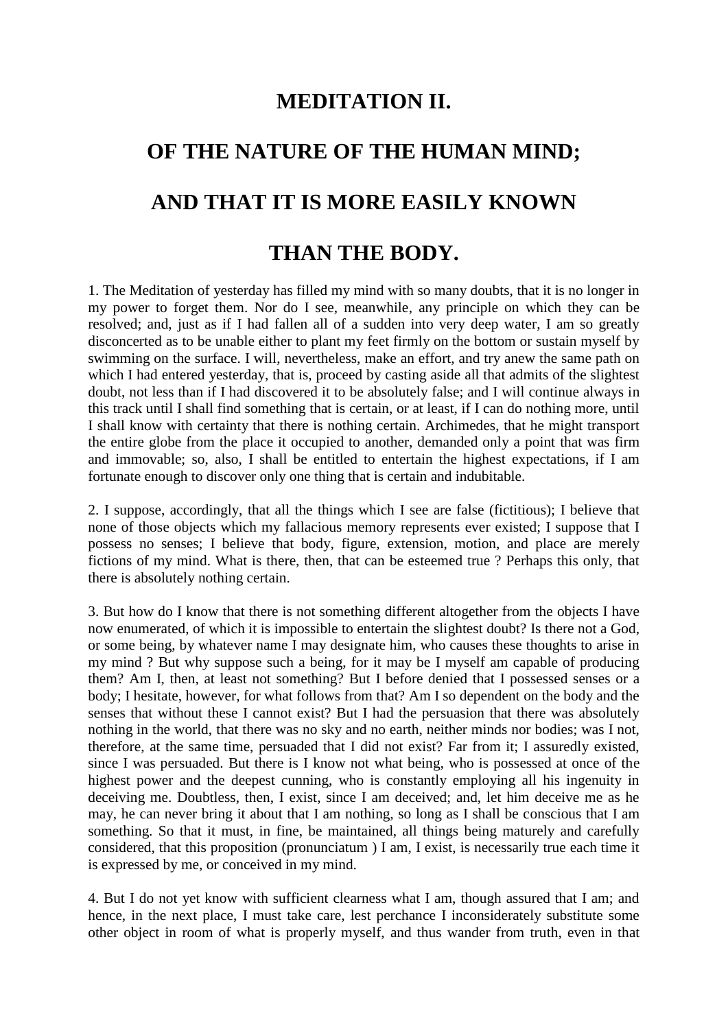# MEDITATION II.

# OF THE NATURE OF THE HUMAN MIND;

# AND THAT IT IS MORE EASILY KNOWN

# THAN THE BODY.

1. The Meditation of yesterday has filled my mind with so many doubts, that it is no longer in my power to forget them. Nor do I see, meanwhile, any principle on which they can be resolved; and, just as if I had fallen all of a sudden into very deep water, I am so greatly disconcerted as to be unable either to plant my feet firmly on the bottom or sustain myself by swimming on the surface. I will, nevertheless, make an effort, and try anew the same path on which I had entered yesterday, that is, proceed by casting aside all that admits of the slightest doubt, not less than if I had discovered it to be absolutely false; and I will continue always in this track until I shall find something that is certain, or at least, if I can do nothing more, until I shall know with certainty that there is nothing certain. Archimedes, that he might transport the entire globe from the place it occupied to another, demanded only a point that was firm and immovable; so, also, I shall be entitled to entertain the highest expectations, if I am fortunate enough to discover only one thing that is certain and indubitable.

2. I suppose, accordingly, that all the things which I see are false (fictitious); I believe that none of those objects which my fallacious memory represents ever existed; I suppose that I possess no senses; I believe that body, figure, extension, motion, and place are merely fictions of my mind. What is there, then, that can be esteemed true ? Perhaps this only, that there is absolutely nothing certain.

3. But how do I know that there is not something different altogether from the objects I have now enumerated, of which it is impossible to entertain the slightest doubt? Is there not a God, or some being, by whatever name I may designate him, who causes these thoughts to arise in my mind ? But why suppose such a being, for it may be I myself am capable of producing them? Am I, then, at least not something? But I before denied that I possessed senses or a body; I hesitate, however, for what follows from that? Am I so dependent on the body and the senses that without these I cannot exist? But I had the persuasion that there was absolutely nothing in the world, that there was no sky and no earth, neither minds nor bodies; was I not, therefore, at the same time, persuaded that I did not exist? Far from it; I assuredly existed, since I was persuaded. But there is I know not what being, who is possessed at once of the highest power and the deepest cunning, who is constantly employing all his ingenuity in deceiving me. Doubtless, then, I exist, since I am deceived; and, let him deceive me as he may, he can never bring it about that I am nothing, so long as I shall be conscious that I am something. So that it must, in fine, be maintained, all things being maturely and carefully considered, that this proposition (pronunciatum ) I am, I exist, is necessarily true each time it is expressed by me, or conceived in my mind.

4. But I do not yet know with sufficient clearness what I am, though assured that I am; and hence, in the next place, I must take care, lest perchance I inconsiderately substitute some other object in room of what is properly myself, and thus wander from truth, even in that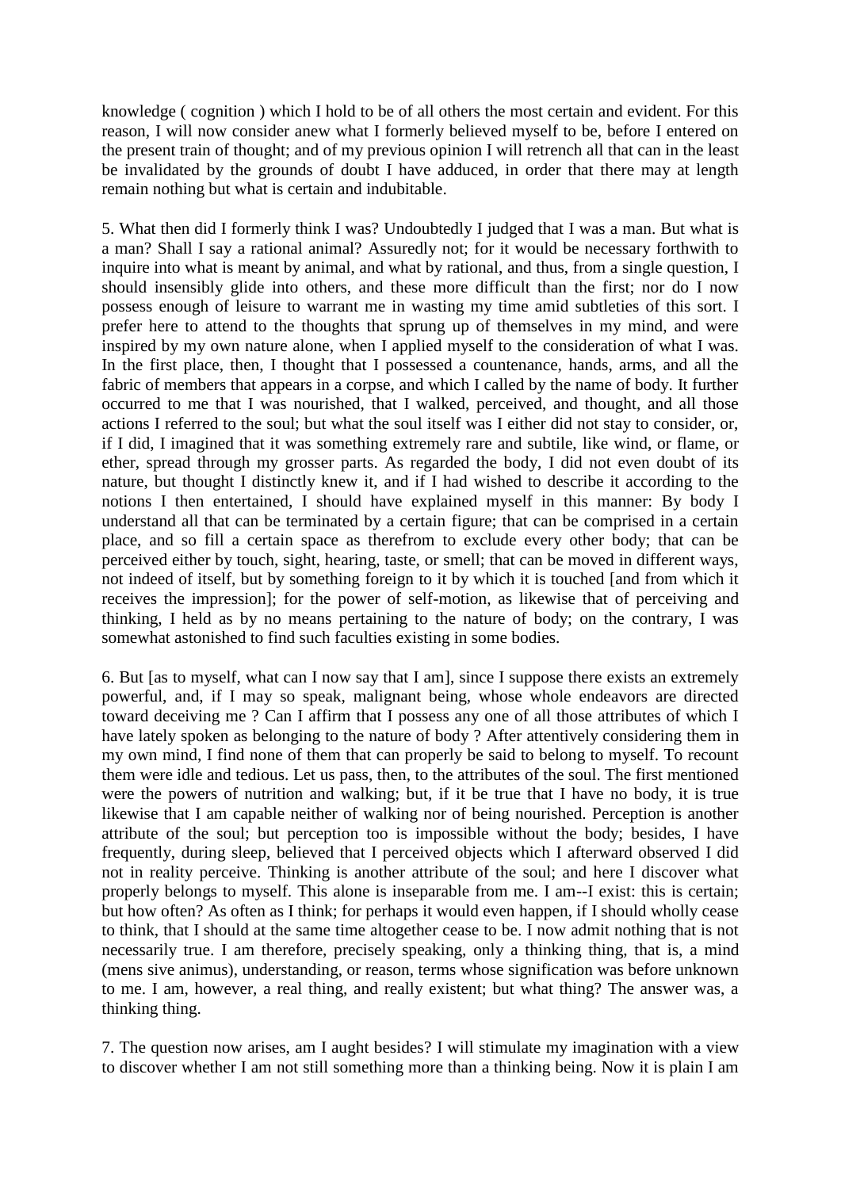knowledge ( cognition ) which I hold to be of all others the most certain and evident. For this reason, I will now consider anew what I formerly believed myself to be, before I entered on the present train of thought; and of my previous opinion I will retrench all that can in the least be invalidated by the grounds of doubt I have adduced, in order that there may at length remain nothing but what is certain and indubitable.

5. What then did I formerly think I was? Undoubtedly I judged that I was a man. But what is a man? Shall I say a rational animal? Assuredly not; for it would be necessary forthwith to inquire into what is meant by animal, and what by rational, and thus, from a single question, I should insensibly glide into others, and these more difficult than the first; nor do I now possess enough of leisure to warrant me in wasting my time amid subtleties of this sort. I prefer here to attend to the thoughts that sprung up of themselves in my mind, and were inspired by my own nature alone, when I applied myself to the consideration of what I was. In the first place, then, I thought that I possessed a countenance, hands, arms, and all the fabric of members that appears in a corpse, and which I called by the name of body. It further occurred to me that I was nourished, that I walked, perceived, and thought, and all those actions I referred to the soul; but what the soul itself was I either did not stay to consider, or, if I did, I imagined that it was something extremely rare and subtile, like wind, or flame, or ether, spread through my grosser parts. As regarded the body, I did not even doubt of its nature, but thought I distinctly knew it, and if I had wished to describe it according to the notions I then entertained, I should have explained myself in this manner: By body I understand all that can be terminated by a certain figure; that can be comprised in a certain place, and so fill a certain space as therefrom to exclude every other body; that can be perceived either by touch, sight, hearing, taste, or smell; that can be moved in different ways, not indeed of itself, but by something foreign to it by which it is touched [and from which it receives the impression]; for the power of self-motion, as likewise that of perceiving and thinking, I held as by no means pertaining to the nature of body; on the contrary, I was somewhat astonished to find such faculties existing in some bodies.

6. But [as to myself, what can I now say that I am], since I suppose there exists an extremely powerful, and, if I may so speak, malignant being, whose whole endeavors are directed toward deceiving me ? Can I affirm that I possess any one of all those attributes of which I have lately spoken as belonging to the nature of body ? After attentively considering them in my own mind, I find none of them that can properly be said to belong to myself. To recount them were idle and tedious. Let us pass, then, to the attributes of the soul. The first mentioned were the powers of nutrition and walking; but, if it be true that I have no body, it is true likewise that I am capable neither of walking nor of being nourished. Perception is another attribute of the soul; but perception too is impossible without the body; besides, I have frequently, during sleep, believed that I perceived objects which I afterward observed I did not in reality perceive. Thinking is another attribute of the soul; and here I discover what properly belongs to myself. This alone is inseparable from me. I am--I exist: this is certain; but how often? As often as I think; for perhaps it would even happen, if I should wholly cease to think, that I should at the same time altogether cease to be. I now admit nothing that is not necessarily true. I am therefore, precisely speaking, only a thinking thing, that is, a mind (mens sive animus), understanding, or reason, terms whose signification was before unknown to me. I am, however, a real thing, and really existent; but what thing? The answer was, a thinking thing.

7. The question now arises, am I aught besides? I will stimulate my imagination with a view to discover whether I am not still something more than a thinking being. Now it is plain I am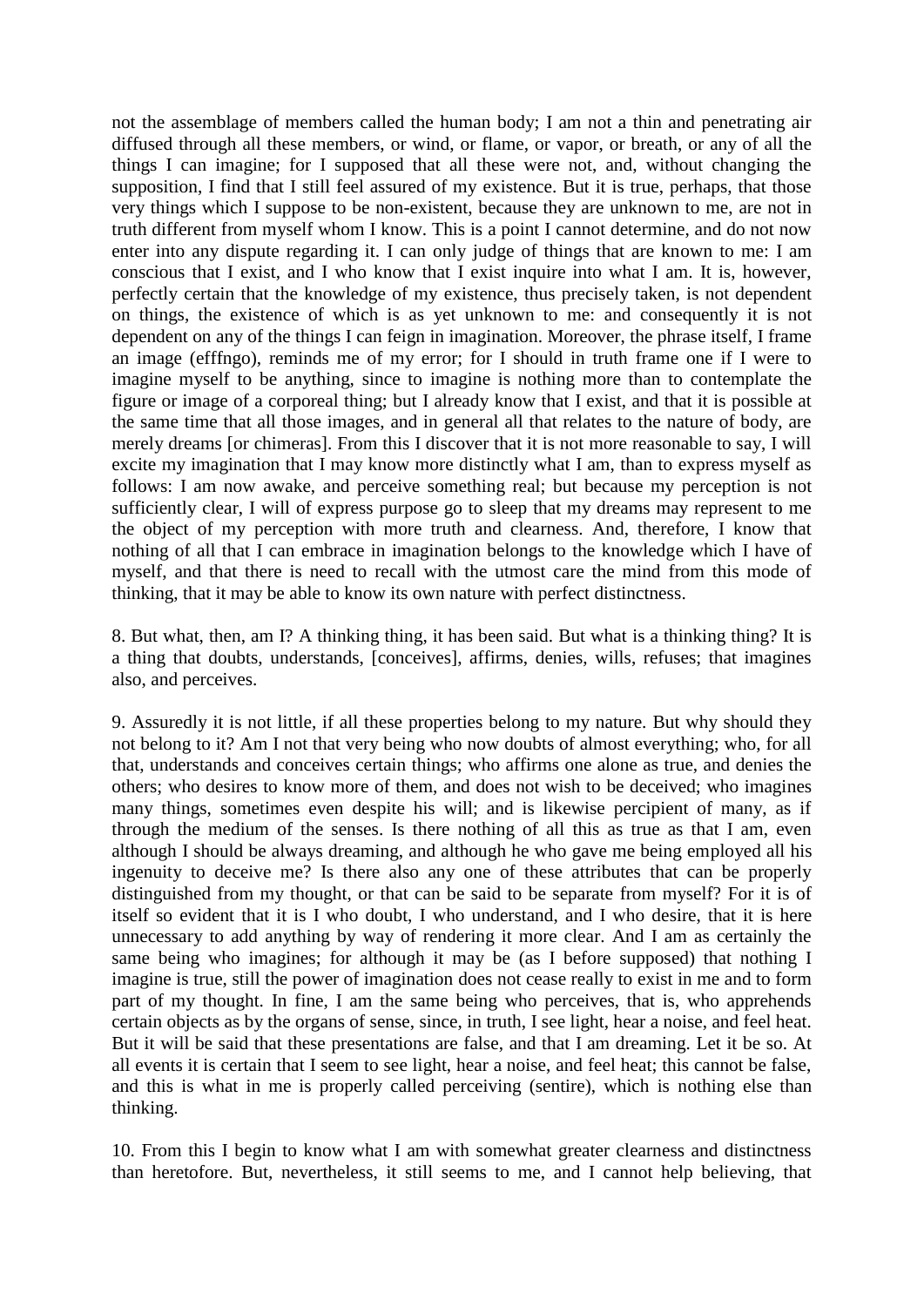not the assemblage of members called the human body; I am not a thin and penetrating air diffused through all these members, or wind, or flame, or vapor, or breath, or any of all the things I can imagine; for I supposed that all these were not, and, without changing the supposition, I find that I still feel assured of my existence. But it is true, perhaps, that those very things which I suppose to be non-existent, because they are unknown to me, are not in truth different from myself whom I know. This is a point I cannot determine, and do not now enter into any dispute regarding it. I can only judge of things that are known to me: I am conscious that I exist, and I who know that I exist inquire into what I am. It is, however, perfectly certain that the knowledge of my existence, thus precisely taken, is not dependent on things, the existence of which is as yet unknown to me: and consequently it is not dependent on any of the things I can feign in imagination. Moreover, the phrase itself, I frame an image (efffngo), reminds me of my error; for I should in truth frame one if I were to imagine myself to be anything, since to imagine is nothing more than to contemplate the figure or image of a corporeal thing; but I already know that I exist, and that it is possible at the same time that all those images, and in general all that relates to the nature of body, are merely dreams [or chimeras]. From this I discover that it is not more reasonable to say, I will excite my imagination that I may know more distinctly what I am, than to express myself as follows: I am now awake, and perceive something real; but because my perception is not sufficiently clear, I will of express purpose go to sleep that my dreams may represent to me the object of my perception with more truth and clearness. And, therefore, I know that nothing of all that I can embrace in imagination belongs to the knowledge which I have of myself, and that there is need to recall with the utmost care the mind from this mode of thinking, that it may be able to know its own nature with perfect distinctness.

8. But what, then, am I? A thinking thing, it has been said. But what is a thinking thing? It is a thing that doubts, understands, [conceives], affirms, denies, wills, refuses; that imagines also, and perceives.

9. Assuredly it is not little, if all these properties belong to my nature. But why should they not belong to it? Am I not that very being who now doubts of almost everything; who, for all that, understands and conceives certain things; who affirms one alone as true, and denies the others; who desires to know more of them, and does not wish to be deceived; who imagines many things, sometimes even despite his will; and is likewise percipient of many, as if through the medium of the senses. Is there nothing of all this as true as that I am, even although I should be always dreaming, and although he who gave me being employed all his ingenuity to deceive me? Is there also any one of these attributes that can be properly distinguished from my thought, or that can be said to be separate from myself? For it is of itself so evident that it is I who doubt, I who understand, and I who desire, that it is here unnecessary to add anything by way of rendering it more clear. And I am as certainly the same being who imagines; for although it may be (as I before supposed) that nothing I imagine is true, still the power of imagination does not cease really to exist in me and to form part of my thought. In fine, I am the same being who perceives, that is, who apprehends certain objects as by the organs of sense, since, in truth, I see light, hear a noise, and feel heat. But it will be said that these presentations are false, and that I am dreaming. Let it be so. At all events it is certain that I seem to see light, hear a noise, and feel heat; this cannot be false, and this is what in me is properly called perceiving (sentire), which is nothing else than thinking.

10. From this I begin to know what I am with somewhat greater clearness and distinctness than heretofore. But, nevertheless, it still seems to me, and I cannot help believing, that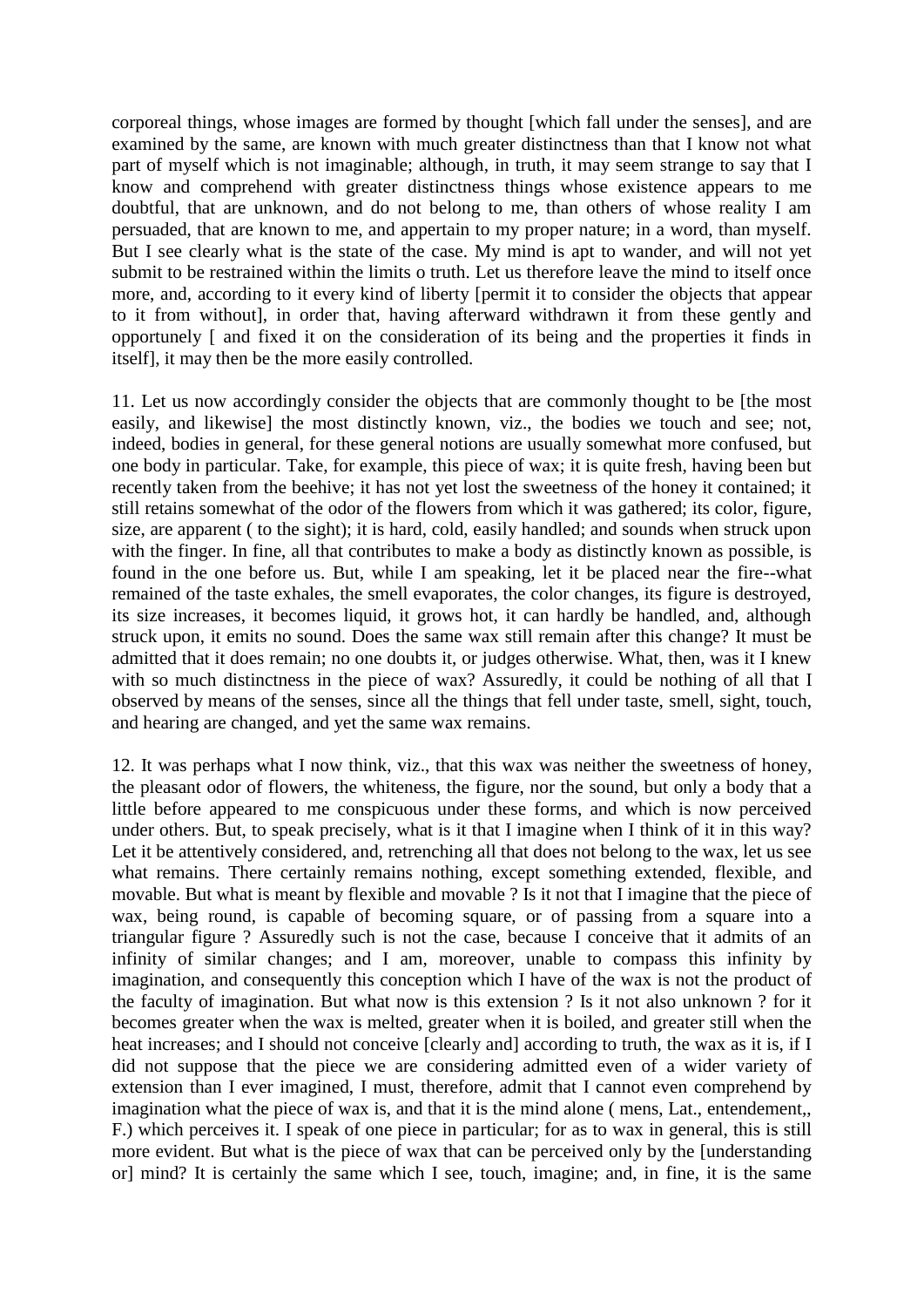corporeal things, whose images are formed by thought [which fall under the senses], and are examined by the same, are known with much greater distinctness than that I know not what part of myself which is not imaginable; although, in truth, it may seem strange to say that I know and comprehend with greater distinctness things whose existence appears to me doubtful, that are unknown, and do not belong to me, than others of whose reality I am persuaded, that are known to me, and appertain to my proper nature; in a word, than myself. But I see clearly what is the state of the case. My mind is apt to wander, and will not yet submit to be restrained within the limits o truth. Let us therefore leave the mind to itself once more, and, according to it every kind of liberty [permit it to consider the objects that appear to it from without], in order that, having afterward withdrawn it from these gently and opportunely [ and fixed it on the consideration of its being and the properties it finds in itself], it may then be the more easily controlled.

11. Let us now accordingly consider the objects that are commonly thought to be [the most easily, and likewise] the most distinctly known, viz., the bodies we touch and see; not, indeed, bodies in general, for these general notions are usually somewhat more confused, but one body in particular. Take, for example, this piece of wax; it is quite fresh, having been but recently taken from the beehive; it has not yet lost the sweetness of the honey it contained; it still retains somewhat of the odor of the flowers from which it was gathered; its color, figure, size, are apparent ( to the sight); it is hard, cold, easily handled; and sounds when struck upon with the finger. In fine, all that contributes to make a body as distinctly known as possible, is found in the one before us. But, while I am speaking, let it be placed near the fire--what remained of the taste exhales, the smell evaporates, the color changes, its figure is destroyed, its size increases, it becomes liquid, it grows hot, it can hardly be handled, and, although struck upon, it emits no sound. Does the same wax still remain after this change? It must be admitted that it does remain; no one doubts it, or judges otherwise. What, then, was it I knew with so much distinctness in the piece of wax? Assuredly, it could be nothing of all that I observed by means of the senses, since all the things that fell under taste, smell, sight, touch, and hearing are changed, and yet the same wax remains.

12. It was perhaps what I now think, viz., that this wax was neither the sweetness of honey, the pleasant odor of flowers, the whiteness, the figure, nor the sound, but only a body that a little before appeared to me conspicuous under these forms, and which is now perceived under others. But, to speak precisely, what is it that I imagine when I think of it in this way? Let it be attentively considered, and, retrenching all that does not belong to the wax, let us see what remains. There certainly remains nothing, except something extended, flexible, and movable. But what is meant by flexible and movable ? Is it not that I imagine that the piece of wax, being round, is capable of becoming square, or of passing from a square into a triangular figure ? Assuredly such is not the case, because I conceive that it admits of an infinity of similar changes; and I am, moreover, unable to compass this infinity by imagination, and consequently this conception which I have of the wax is not the product of the faculty of imagination. But what now is this extension ? Is it not also unknown ? for it becomes greater when the wax is melted, greater when it is boiled, and greater still when the heat increases; and I should not conceive [clearly and] according to truth, the wax as it is, if I did not suppose that the piece we are considering admitted even of a wider variety of extension than I ever imagined, I must, therefore, admit that I cannot even comprehend by imagination what the piece of wax is, and that it is the mind alone ( mens, Lat., entendement,, F.) which perceives it. I speak of one piece in particular; for as to wax in general, this is still more evident. But what is the piece of wax that can be perceived only by the [understanding or] mind? It is certainly the same which I see, touch, imagine; and, in fine, it is the same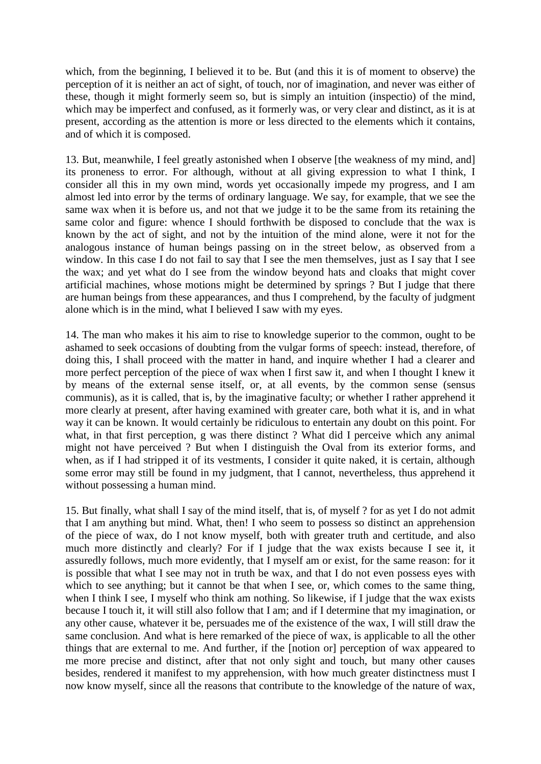which, from the beginning, I believed it to be. But (and this it is of moment to observe) the perception of it is neither an act of sight, of touch, nor of imagination, and never was either of these, though it might formerly seem so, but is simply an intuition (inspectio) of the mind, which may be imperfect and confused, as it formerly was, or very clear and distinct, as it is at present, according as the attention is more or less directed to the elements which it contains, and of which it is composed.

13. But, meanwhile, I feel greatly astonished when I observe [the weakness of my mind, and] its proneness to error. For although, without at all giving expression to what I think, I consider all this in my own mind, words yet occasionally impede my progress, and I am almost led into error by the terms of ordinary language. We say, for example, that we see the same wax when it is before us, and not that we judge it to be the same from its retaining the same color and figure: whence I should forthwith be disposed to conclude that the wax is known by the act of sight, and not by the intuition of the mind alone, were it not for the analogous instance of human beings passing on in the street below, as observed from a window. In this case I do not fail to say that I see the men themselves, just as I say that I see the wax; and yet what do I see from the window beyond hats and cloaks that might cover artificial machines, whose motions might be determined by springs ? But I judge that there are human beings from these appearances, and thus I comprehend, by the faculty of judgment alone which is in the mind, what I believed I saw with my eyes.

14. The man who makes it his aim to rise to knowledge superior to the common, ought to be ashamed to seek occasions of doubting from the vulgar forms of speech: instead, therefore, of doing this, I shall proceed with the matter in hand, and inquire whether I had a clearer and more perfect perception of the piece of wax when I first saw it, and when I thought I knew it by means of the external sense itself, or, at all events, by the common sense (sensus communis), as it is called, that is, by the imaginative faculty; or whether I rather apprehend it more clearly at present, after having examined with greater care, both what it is, and in what way it can be known. It would certainly be ridiculous to entertain any doubt on this point. For what, in that first perception, g was there distinct ? What did I perceive which any animal might not have perceived ? But when I distinguish the Oval from its exterior forms, and when, as if I had stripped it of its vestments, I consider it quite naked, it is certain, although some error may still be found in my judgment, that I cannot, nevertheless, thus apprehend it without possessing a human mind.

15. But finally, what shall I say of the mind itself, that is, of myself ? for as yet I do not admit that I am anything but mind. What, then! I who seem to possess so distinct an apprehension of the piece of wax, do I not know myself, both with greater truth and certitude, and also much more distinctly and clearly? For if I judge that the wax exists because I see it, it assuredly follows, much more evidently, that I myself am or exist, for the same reason: for it is possible that what I see may not in truth be wax, and that I do not even possess eyes with which to see anything; but it cannot be that when I see, or, which comes to the same thing, when I think I see, I myself who think am nothing. So likewise, if I judge that the wax exists because I touch it, it will still also follow that I am; and if I determine that my imagination, or any other cause, whatever it be, persuades me of the existence of the wax, I will still draw the same conclusion. And what is here remarked of the piece of wax, is applicable to all the other things that are external to me. And further, if the [notion or] perception of wax appeared to me more precise and distinct, after that not only sight and touch, but many other causes besides, rendered it manifest to my apprehension, with how much greater distinctness must I now know myself, since all the reasons that contribute to the knowledge of the nature of wax,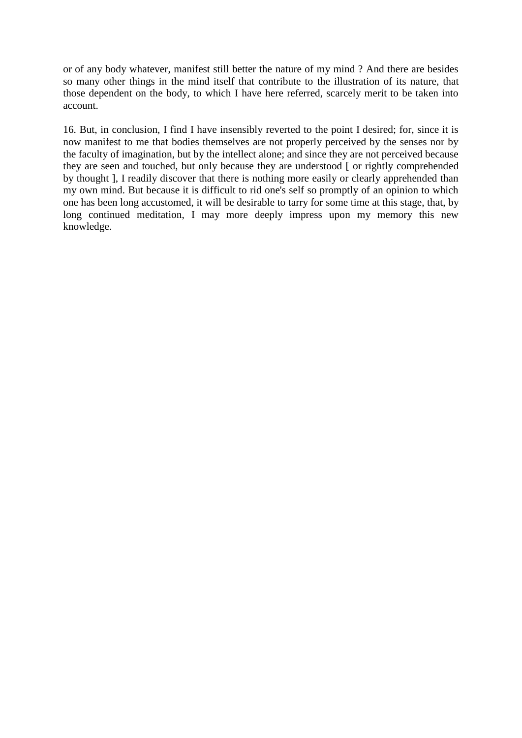or of any body whatever, manifest still better the nature of my mind ? And there are besides so many other things in the mind itself that contribute to the illustration of its nature, that those dependent on the body, to which I have here referred, scarcely merit to be taken into account.

16. But, in conclusion, I find I have insensibly reverted to the point I desired; for, since it is now manifest to me that bodies themselves are not properly perceived by the senses nor by the faculty of imagination, but by the intellect alone; and since they are not perceived because they are seen and touched, but only because they are understood [ or rightly comprehended by thought ], I readily discover that there is nothing more easily or clearly apprehended than my own mind. But because it is difficult to rid one's self so promptly of an opinion to which one has been long accustomed, it will be desirable to tarry for some time at this stage, that, by long continued meditation, I may more deeply impress upon my memory this new knowledge.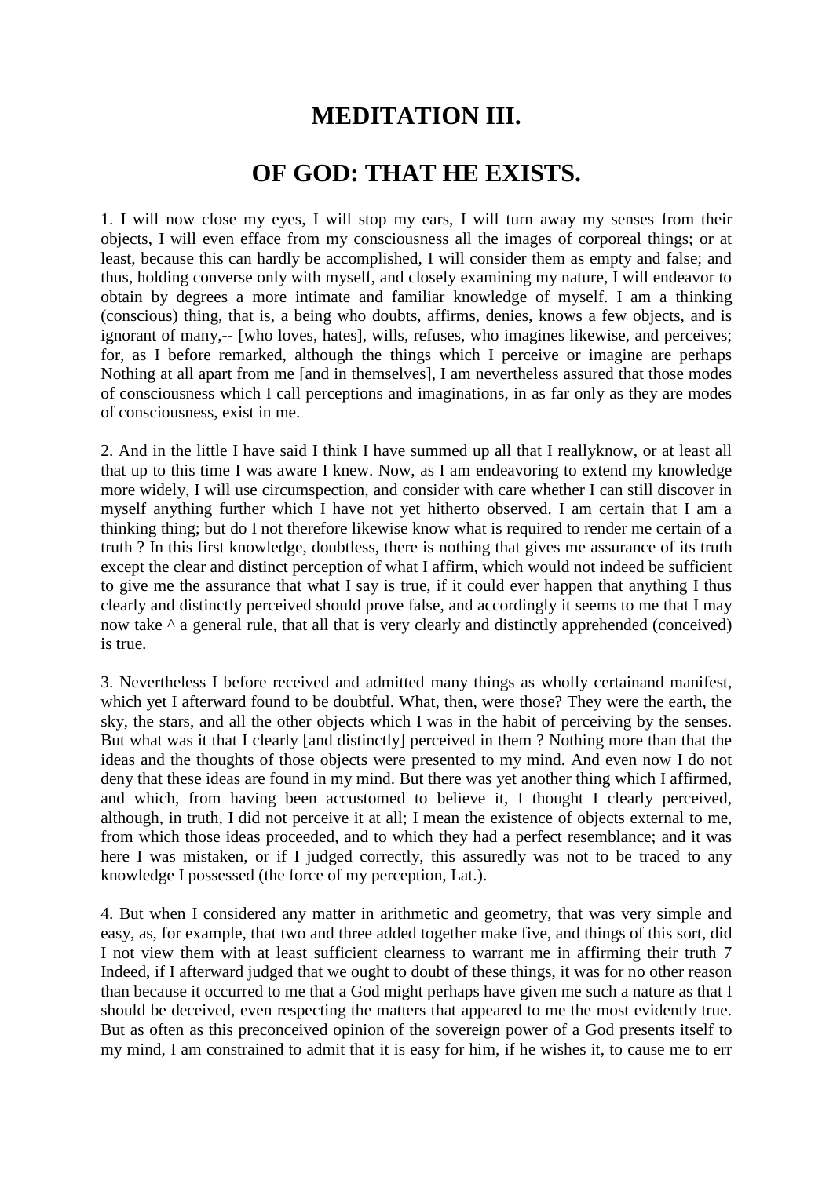# MEDITATION III.

# OF GOD: THAT HE EXISTS.

1. I will now close my eyes, I will stop my ears, I will turn away my senses from their objects, I will even efface from my consciousness all the images of corporeal things; or at least, because this can hardly be accomplished, I will consider them as empty and false; and thus, holding converse only with myself, and closely examining my nature, I will endeavor to obtain by degrees a more intimate and familiar knowledge of myself. I am a thinking (conscious) thing, that is, a being who doubts, affirms, denies, knows a few objects, and is ignorant of many,-- [who loves, hates], wills, refuses, who imagines likewise, and perceives; for, as I before remarked, although the things which I perceive or imagine are perhaps Nothing at all apart from me [and in themselves], I am nevertheless assured that those modes of consciousness which I call perceptions and imaginations, in as far only as they are modes of consciousness, exist in me.

2. And in the little I have said I think I have summed up all that I reallyknow, or at least all that up to this time I was aware I knew. Now, as I am endeavoring to extend my knowledge more widely, I will use circumspection, and consider with care whether I can still discover in myself anything further which I have not yet hitherto observed. I am certain that I am a thinking thing; but do I not therefore likewise know what is required to render me certain of a truth ? In this first knowledge, doubtless, there is nothing that gives me assurance of its truth except the clear and distinct perception of what I affirm, which would not indeed be sufficient to give me the assurance that what I say is true, if it could ever happen that anything I thus clearly and distinctly perceived should prove false, and accordingly it seems to me that I may now take ^ a general rule, that all that is very clearly and distinctly apprehended (conceived) is true.

3. Nevertheless I before received and admitted many things as wholly certainand manifest, which yet I afterward found to be doubtful. What, then, were those? They were the earth, the sky, the stars, and all the other objects which I was in the habit of perceiving by the senses. But what was it that I clearly [and distinctly] perceived in them ? Nothing more than that the ideas and the thoughts of those objects were presented to my mind. And even now I do not deny that these ideas are found in my mind. But there was yet another thing which I affirmed, and which, from having been accustomed to believe it, I thought I clearly perceived, although, in truth, I did not perceive it at all; I mean the existence of objects external to me, from which those ideas proceeded, and to which they had a perfect resemblance; and it was here I was mistaken, or if I judged correctly, this assuredly was not to be traced to any knowledge I possessed (the force of my perception, Lat.).

4. But when I considered any matter in arithmetic and geometry, that was very simple and easy, as, for example, that two and three added together make five, and things of this sort, did I not view them with at least sufficient clearness to warrant me in affirming their truth 7 Indeed, if I afterward judged that we ought to doubt of these things, it was for no other reason than because it occurred to me that a God might perhaps have given me such a nature as that I should be deceived, even respecting the matters that appeared to me the most evidently true. But as often as this preconceived opinion of the sovereign power of a God presents itself to my mind, I am constrained to admit that it is easy for him, if he wishes it, to cause me to err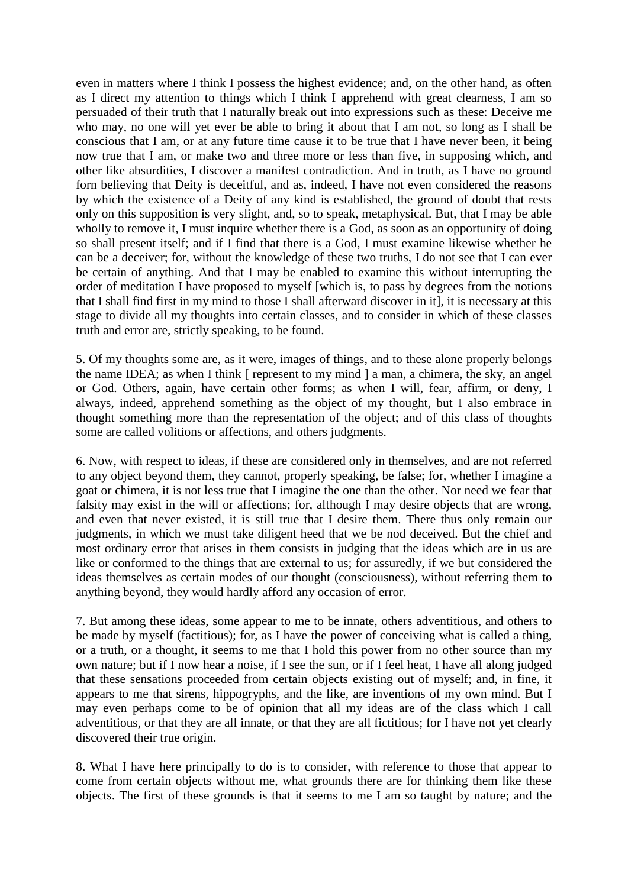even in matters where I think I possess the highest evidence; and, on the other hand, as often as I direct my attention to things which I think I apprehend with great clearness, I am so persuaded of their truth that I naturally break out into expressions such as these: Deceive me who may, no one will yet ever be able to bring it about that I am not, so long as I shall be conscious that I am, or at any future time cause it to be true that I have never been, it being now true that I am, or make two and three more or less than five, in supposing which, and other like absurdities, I discover a manifest contradiction. And in truth, as I have no ground forn believing that Deity is deceitful, and as, indeed, I have not even considered the reasons by which the existence of a Deity of any kind is established, the ground of doubt that rests only on this supposition is very slight, and, so to speak, metaphysical. But, that I may be able wholly to remove it, I must inquire whether there is a God, as soon as an opportunity of doing so shall present itself; and if I find that there is a God, I must examine likewise whether he can be a deceiver; for, without the knowledge of these two truths, I do not see that I can ever be certain of anything. And that I may be enabled to examine this without interrupting the order of meditation I have proposed to myself [which is, to pass by degrees from the notions that I shall find first in my mind to those I shall afterward discover in it], it is necessary at this stage to divide all my thoughts into certain classes, and to consider in which of these classes truth and error are, strictly speaking, to be found.

5. Of my thoughts some are, as it were, images of things, and to these alone properly belongs the name IDEA; as when I think [ represent to my mind ] a man, a chimera, the sky, an angel or God. Others, again, have certain other forms; as when I will, fear, affirm, or deny, I always, indeed, apprehend something as the object of my thought, but I also embrace in thought something more than the representation of the object; and of this class of thoughts some are called volitions or affections, and others judgments.

6. Now, with respect to ideas, if these are considered only in themselves, and are not referred to any object beyond them, they cannot, properly speaking, be false; for, whether I imagine a goat or chimera, it is not less true that I imagine the one than the other. Nor need we fear that falsity may exist in the will or affections; for, although I may desire objects that are wrong, and even that never existed, it is still true that I desire them. There thus only remain our judgments, in which we must take diligent heed that we be nod deceived. But the chief and most ordinary error that arises in them consists in judging that the ideas which are in us are like or conformed to the things that are external to us; for assuredly, if we but considered the ideas themselves as certain modes of our thought (consciousness), without referring them to anything beyond, they would hardly afford any occasion of error.

7. But among these ideas, some appear to me to be innate, others adventitious, and others to be made by myself (factitious); for, as I have the power of conceiving what is called a thing, or a truth, or a thought, it seems to me that I hold this power from no other source than my own nature; but if I now hear a noise, if I see the sun, or if I feel heat, I have all along judged that these sensations proceeded from certain objects existing out of myself; and, in fine, it appears to me that sirens, hippogryphs, and the like, are inventions of my own mind. But I may even perhaps come to be of opinion that all my ideas are of the class which I call adventitious, or that they are all innate, or that they are all fictitious; for I have not yet clearly discovered their true origin.

8. What I have here principally to do is to consider, with reference to those that appear to come from certain objects without me, what grounds there are for thinking them like these objects. The first of these grounds is that it seems to me I am so taught by nature; and the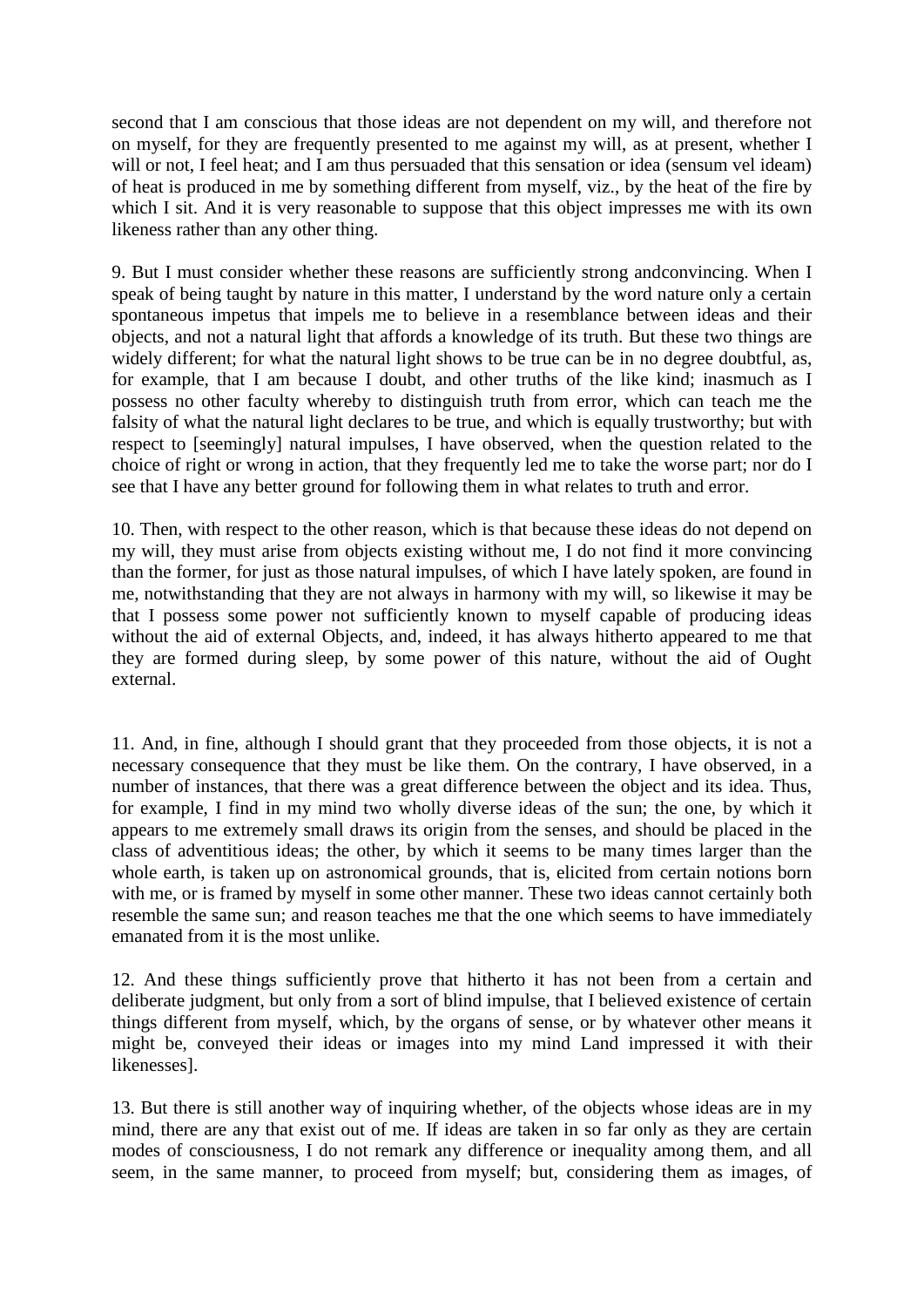second that I am conscious that those ideas are not dependent on my will, and therefore not on myself, for they are frequently presented to me against my will, as at present, whether I will or not, I feel heat; and I am thus persuaded that this sensation or idea (sensum vel ideam) of heat is produced in me by something different from myself, viz., by the heat of the fire by which I sit. And it is very reasonable to suppose that this object impresses me with its own likeness rather than any other thing.

9. But I must consider whether these reasons are sufficiently strong andconvincing. When I speak of being taught by nature in this matter, I understand by the word nature only a certain spontaneous impetus that impels me to believe in a resemblance between ideas and their objects, and not a natural light that affords a knowledge of its truth. But these two things are widely different; for what the natural light shows to be true can be in no degree doubtful, as, for example, that I am because I doubt, and other truths of the like kind; inasmuch as I possess no other faculty whereby to distinguish truth from error, which can teach me the falsity of what the natural light declares to be true, and which is equally trustworthy; but with respect to [seemingly] natural impulses, I have observed, when the question related to the choice of right or wrong in action, that they frequently led me to take the worse part; nor do I see that I have any better ground for following them in what relates to truth and error.

10. Then, with respect to the other reason, which is that because these ideas do not depend on my will, they must arise from objects existing without me, I do not find it more convincing than the former, for just as those natural impulses, of which I have lately spoken, are found in me, notwithstanding that they are not always in harmony with my will, so likewise it may be that I possess some power not sufficiently known to myself capable of producing ideas without the aid of external Objects, and, indeed, it has always hitherto appeared to me that they are formed during sleep, by some power of this nature, without the aid of Ought external.

11. And, in fine, although I should grant that they proceeded from those objects, it is not a necessary consequence that they must be like them. On the contrary, I have observed, in a number of instances, that there was a great difference between the object and its idea. Thus, for example, I find in my mind two wholly diverse ideas of the sun; the one, by which it appears to me extremely small draws its origin from the senses, and should be placed in the class of adventitious ideas; the other, by which it seems to be many times larger than the whole earth, is taken up on astronomical grounds, that is, elicited from certain notions born with me, or is framed by myself in some other manner. These two ideas cannot certainly both resemble the same sun; and reason teaches me that the one which seems to have immediately emanated from it is the most unlike.

12. And these things sufficiently prove that hitherto it has not been from a certain and deliberate judgment, but only from a sort of blind impulse, that I believed existence of certain things different from myself, which, by the organs of sense, or by whatever other means it might be, conveyed their ideas or images into my mind Land impressed it with their likenesses].

13. But there is still another way of inquiring whether, of the objects whose ideas are in my mind, there are any that exist out of me. If ideas are taken in so far only as they are certain modes of consciousness, I do not remark any difference or inequality among them, and all seem, in the same manner, to proceed from myself; but, considering them as images, of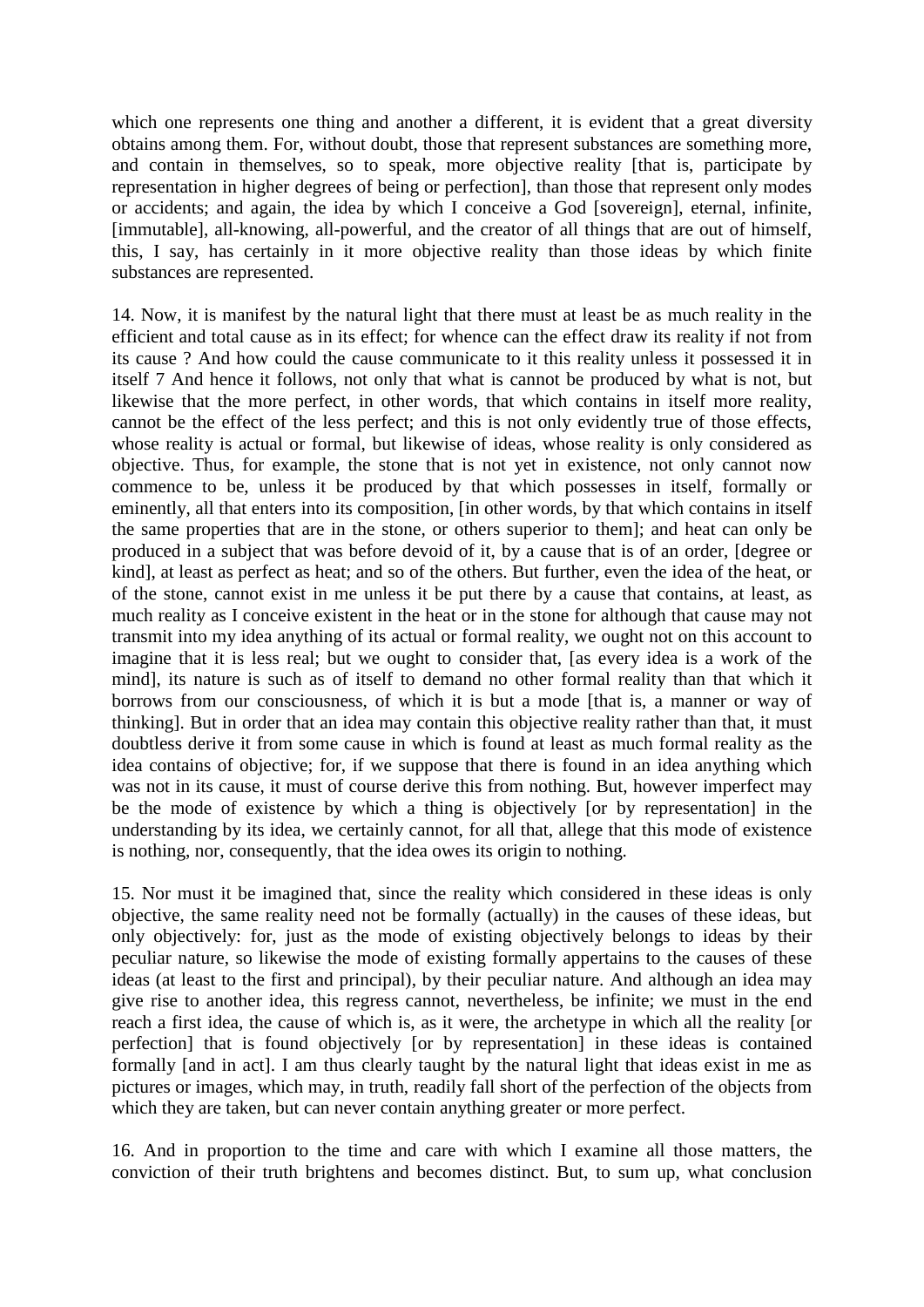which one represents one thing and another a different, it is evident that a great diversity obtains among them. For, without doubt, those that represent substances are something more, and contain in themselves, so to speak, more objective reality [that is, participate by representation in higher degrees of being or perfection], than those that represent only modes or accidents; and again, the idea by which I conceive a God [sovereign], eternal, infinite, [immutable], all-knowing, all-powerful, and the creator of all things that are out of himself, this, I say, has certainly in it more objective reality than those ideas by which finite substances are represented.

14. Now, it is manifest by the natural light that there must at least be as much reality in the efficient and total cause as in its effect; for whence can the effect draw its reality if not from its cause ? And how could the cause communicate to it this reality unless it possessed it in itself 7 And hence it follows, not only that what is cannot be produced by what is not, but likewise that the more perfect, in other words, that which contains in itself more reality, cannot be the effect of the less perfect; and this is not only evidently true of those effects, whose reality is actual or formal, but likewise of ideas, whose reality is only considered as objective. Thus, for example, the stone that is not yet in existence, not only cannot now commence to be, unless it be produced by that which possesses in itself, formally or eminently, all that enters into its composition, [in other words, by that which contains in itself the same properties that are in the stone, or others superior to them]; and heat can only be produced in a subject that was before devoid of it, by a cause that is of an order, [degree or kind], at least as perfect as heat; and so of the others. But further, even the idea of the heat, or of the stone, cannot exist in me unless it be put there by a cause that contains, at least, as much reality as I conceive existent in the heat or in the stone for although that cause may not transmit into my idea anything of its actual or formal reality, we ought not on this account to imagine that it is less real; but we ought to consider that, [as every idea is a work of the mind], its nature is such as of itself to demand no other formal reality than that which it borrows from our consciousness, of which it is but a mode [that is, a manner or way of thinking]. But in order that an idea may contain this objective reality rather than that, it must doubtless derive it from some cause in which is found at least as much formal reality as the idea contains of objective; for, if we suppose that there is found in an idea anything which was not in its cause, it must of course derive this from nothing. But, however imperfect may be the mode of existence by which a thing is objectively [or by representation] in the understanding by its idea, we certainly cannot, for all that, allege that this mode of existence is nothing, nor, consequently, that the idea owes its origin to nothing.

15. Nor must it be imagined that, since the reality which considered in these ideas is only objective, the same reality need not be formally (actually) in the causes of these ideas, but only objectively: for, just as the mode of existing objectively belongs to ideas by their peculiar nature, so likewise the mode of existing formally appertains to the causes of these ideas (at least to the first and principal), by their peculiar nature. And although an idea may give rise to another idea, this regress cannot, nevertheless, be infinite; we must in the end reach a first idea, the cause of which is, as it were, the archetype in which all the reality [or perfection] that is found objectively [or by representation] in these ideas is contained formally [and in act]. I am thus clearly taught by the natural light that ideas exist in me as pictures or images, which may, in truth, readily fall short of the perfection of the objects from which they are taken, but can never contain anything greater or more perfect.

16. And in proportion to the time and care with which I examine all those matters, the conviction of their truth brightens and becomes distinct. But, to sum up, what conclusion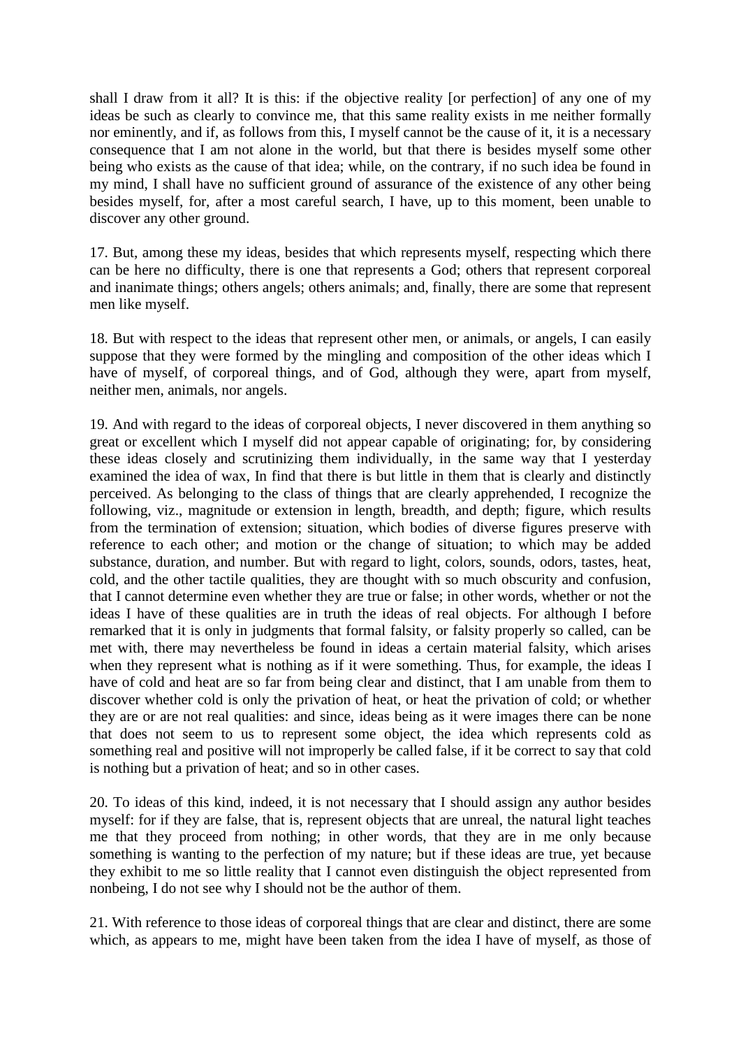shall I draw from it all? It is this: if the objective reality [or perfection] of any one of my ideas be such as clearly to convince me, that this same reality exists in me neither formally nor eminently, and if, as follows from this, I myself cannot be the cause of it, it is a necessary consequence that I am not alone in the world, but that there is besides myself some other being who exists as the cause of that idea; while, on the contrary, if no such idea be found in my mind, I shall have no sufficient ground of assurance of the existence of any other being besides myself, for, after a most careful search, I have, up to this moment, been unable to discover any other ground.

17. But, among these my ideas, besides that which represents myself, respecting which there can be here no difficulty, there is one that represents a God; others that represent corporeal and inanimate things; others angels; others animals; and, finally, there are some that represent men like myself.

18. But with respect to the ideas that represent other men, or animals, or angels, I can easily suppose that they were formed by the mingling and composition of the other ideas which I have of myself, of corporeal things, and of God, although they were, apart from myself, neither men, animals, nor angels.

19. And with regard to the ideas of corporeal objects, I never discovered in them anything so great or excellent which I myself did not appear capable of originating; for, by considering these ideas closely and scrutinizing them individually, in the same way that I yesterday examined the idea of wax, In find that there is but little in them that is clearly and distinctly perceived. As belonging to the class of things that are clearly apprehended, I recognize the following, viz., magnitude or extension in length, breadth, and depth; figure, which results from the termination of extension; situation, which bodies of diverse figures preserve with reference to each other; and motion or the change of situation; to which may be added substance, duration, and number. But with regard to light, colors, sounds, odors, tastes, heat, cold, and the other tactile qualities, they are thought with so much obscurity and confusion, that I cannot determine even whether they are true or false; in other words, whether or not the ideas I have of these qualities are in truth the ideas of real objects. For although I before remarked that it is only in judgments that formal falsity, or falsity properly so called, can be met with, there may nevertheless be found in ideas a certain material falsity, which arises when they represent what is nothing as if it were something. Thus, for example, the ideas I have of cold and heat are so far from being clear and distinct, that I am unable from them to discover whether cold is only the privation of heat, or heat the privation of cold; or whether they are or are not real qualities: and since, ideas being as it were images there can be none that does not seem to us to represent some object, the idea which represents cold as something real and positive will not improperly be called false, if it be correct to say that cold is nothing but a privation of heat; and so in other cases.

20. To ideas of this kind, indeed, it is not necessary that I should assign any author besides myself: for if they are false, that is, represent objects that are unreal, the natural light teaches me that they proceed from nothing; in other words, that they are in me only because something is wanting to the perfection of my nature; but if these ideas are true, yet because they exhibit to me so little reality that I cannot even distinguish the object represented from nonbeing, I do not see why I should not be the author of them.

21. With reference to those ideas of corporeal things that are clear and distinct, there are some which, as appears to me, might have been taken from the idea I have of myself, as those of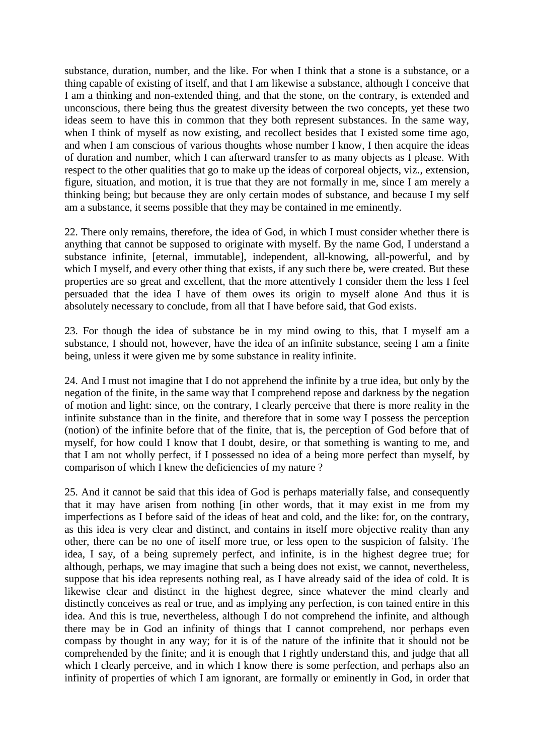substance, duration, number, and the like. For when I think that a stone is a substance, or a thing capable of existing of itself, and that I am likewise a substance, although I conceive that I am a thinking and non-extended thing, and that the stone, on the contrary, is extended and unconscious, there being thus the greatest diversity between the two concepts, yet these two ideas seem to have this in common that they both represent substances. In the same way, when I think of myself as now existing, and recollect besides that I existed some time ago, and when I am conscious of various thoughts whose number I know, I then acquire the ideas of duration and number, which I can afterward transfer to as many objects as I please. With respect to the other qualities that go to make up the ideas of corporeal objects, viz., extension, figure, situation, and motion, it is true that they are not formally in me, since I am merely a thinking being; but because they are only certain modes of substance, and because I my self am a substance, it seems possible that they may be contained in me eminently.

22. There only remains, therefore, the idea of God, in which I must consider whether there is anything that cannot be supposed to originate with myself. By the name God, I understand a substance infinite, [eternal, immutable], independent, all-knowing, all-powerful, and by which I myself, and every other thing that exists, if any such there be, were created. But these properties are so great and excellent, that the more attentively I consider them the less I feel persuaded that the idea I have of them owes its origin to myself alone And thus it is absolutely necessary to conclude, from all that I have before said, that God exists.

23. For though the idea of substance be in my mind owing to this, that I myself am a substance, I should not, however, have the idea of an infinite substance, seeing I am a finite being, unless it were given me by some substance in reality infinite.

24. And I must not imagine that I do not apprehend the infinite by a true idea, but only by the negation of the finite, in the same way that I comprehend repose and darkness by the negation of motion and light: since, on the contrary, I clearly perceive that there is more reality in the infinite substance than in the finite, and therefore that in some way I possess the perception (notion) of the infinite before that of the finite, that is, the perception of God before that of myself, for how could I know that I doubt, desire, or that something is wanting to me, and that I am not wholly perfect, if I possessed no idea of a being more perfect than myself, by comparison of which I knew the deficiencies of my nature ?

25. And it cannot be said that this idea of God is perhaps materially false, and consequently that it may have arisen from nothing [in other words, that it may exist in me from my imperfections as I before said of the ideas of heat and cold, and the like: for, on the contrary, as this idea is very clear and distinct, and contains in itself more objective reality than any other, there can be no one of itself more true, or less open to the suspicion of falsity. The idea, I say, of a being supremely perfect, and infinite, is in the highest degree true; for although, perhaps, we may imagine that such a being does not exist, we cannot, nevertheless, suppose that his idea represents nothing real, as I have already said of the idea of cold. It is likewise clear and distinct in the highest degree, since whatever the mind clearly and distinctly conceives as real or true, and as implying any perfection, is con tained entire in this idea. And this is true, nevertheless, although I do not comprehend the infinite, and although there may be in God an infinity of things that I cannot comprehend, nor perhaps even compass by thought in any way; for it is of the nature of the infinite that it should not be comprehended by the finite; and it is enough that I rightly understand this, and judge that all which I clearly perceive, and in which I know there is some perfection, and perhaps also an infinity of properties of which I am ignorant, are formally or eminently in God, in order that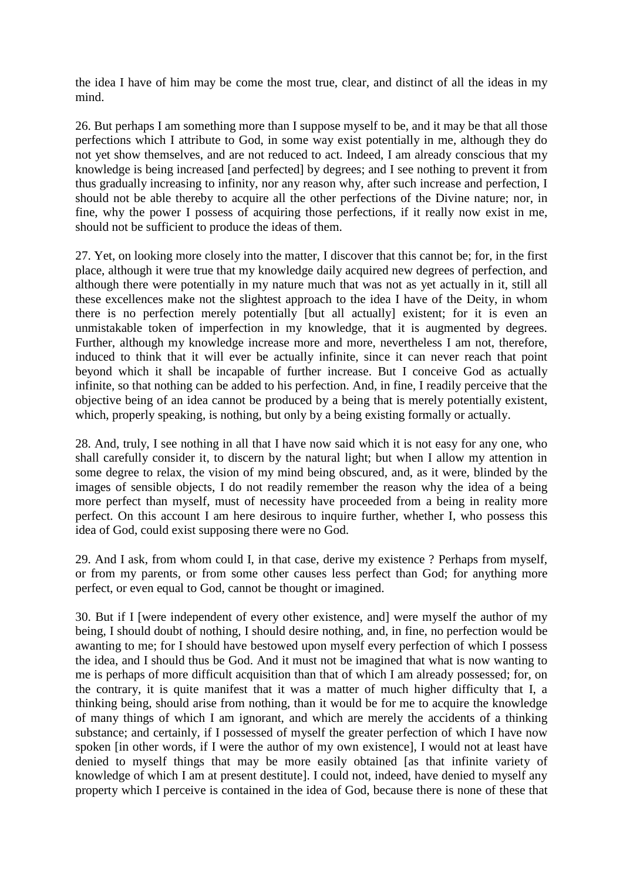the idea I have of him may be come the most true, clear, and distinct of all the ideas in my mind.

26. But perhaps I am something more than I suppose myself to be, and it may be that all those perfections which I attribute to God, in some way exist potentially in me, although they do not yet show themselves, and are not reduced to act. Indeed, I am already conscious that my knowledge is being increased [and perfected] by degrees; and I see nothing to prevent it from thus gradually increasing to infinity, nor any reason why, after such increase and perfection, I should not be able thereby to acquire all the other perfections of the Divine nature; nor, in fine, why the power I possess of acquiring those perfections, if it really now exist in me, should not be sufficient to produce the ideas of them.

27. Yet, on looking more closely into the matter, I discover that this cannot be; for, in the first place, although it were true that my knowledge daily acquired new degrees of perfection, and although there were potentially in my nature much that was not as yet actually in it, still all these excellences make not the slightest approach to the idea I have of the Deity, in whom there is no perfection merely potentially [but all actually] existent; for it is even an unmistakable token of imperfection in my knowledge, that it is augmented by degrees. Further, although my knowledge increase more and more, nevertheless I am not, therefore, induced to think that it will ever be actually infinite, since it can never reach that point beyond which it shall be incapable of further increase. But I conceive God as actually infinite, so that nothing can be added to his perfection. And, in fine, I readily perceive that the objective being of an idea cannot be produced by a being that is merely potentially existent, which, properly speaking, is nothing, but only by a being existing formally or actually.

28. And, truly, I see nothing in all that I have now said which it is not easy for any one, who shall carefully consider it, to discern by the natural light; but when I allow my attention in some degree to relax, the vision of my mind being obscured, and, as it were, blinded by the images of sensible objects, I do not readily remember the reason why the idea of a being more perfect than myself, must of necessity have proceeded from a being in reality more perfect. On this account I am here desirous to inquire further, whether I, who possess this idea of God, could exist supposing there were no God.

29. And I ask, from whom could I, in that case, derive my existence ? Perhaps from myself, or from my parents, or from some other causes less perfect than God; for anything more perfect, or even equal to God, cannot be thought or imagined.

30. But if I [were independent of every other existence, and] were myself the author of my being, I should doubt of nothing, I should desire nothing, and, in fine, no perfection would be awanting to me; for I should have bestowed upon myself every perfection of which I possess the idea, and I should thus be God. And it must not be imagined that what is now wanting to me is perhaps of more difficult acquisition than that of which I am already possessed; for, on the contrary, it is quite manifest that it was a matter of much higher difficulty that I, a thinking being, should arise from nothing, than it would be for me to acquire the knowledge of many things of which I am ignorant, and which are merely the accidents of a thinking substance; and certainly, if I possessed of myself the greater perfection of which I have now spoken [in other words, if I were the author of my own existence], I would not at least have denied to myself things that may be more easily obtained [as that infinite variety of knowledge of which I am at present destitute]. I could not, indeed, have denied to myself any property which I perceive is contained in the idea of God, because there is none of these that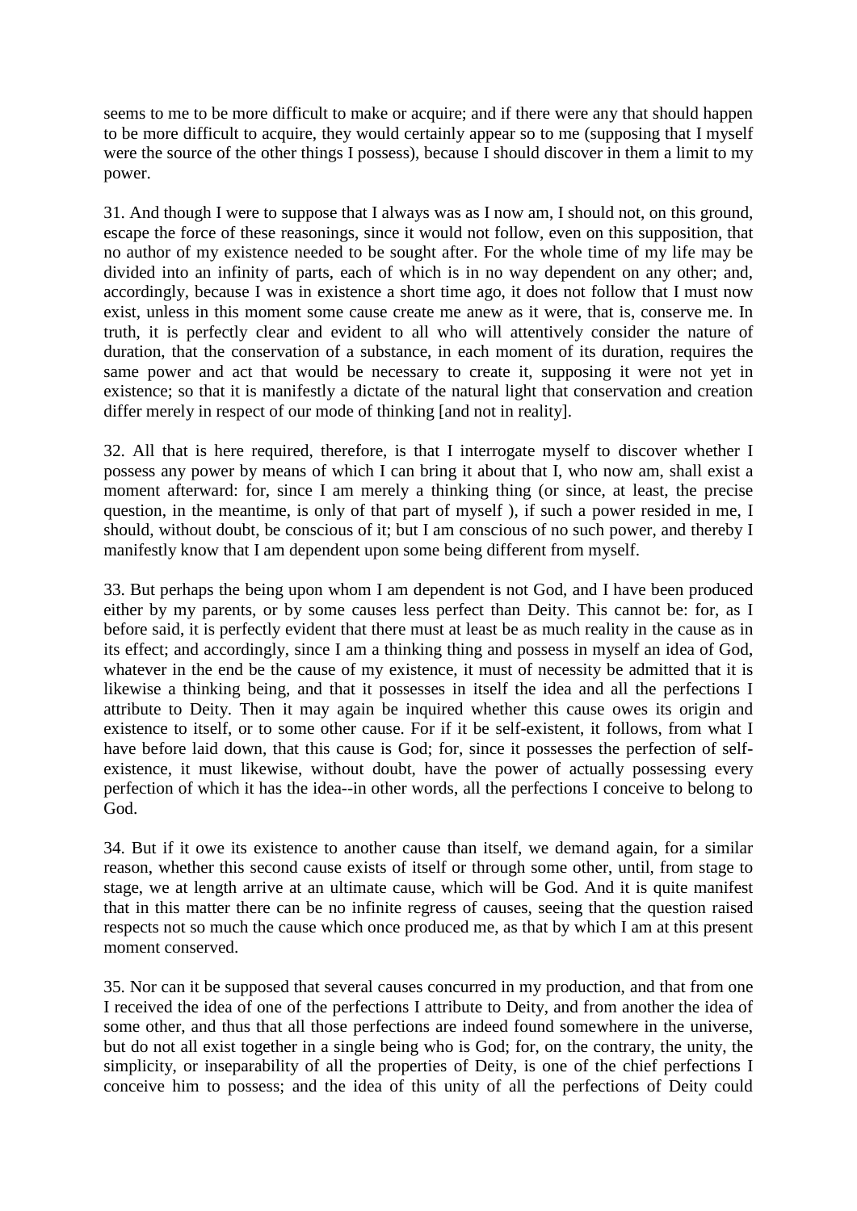seems to me to be more difficult to make or acquire; and if there were any that should happen to be more difficult to acquire, they would certainly appear so to me (supposing that I myself were the source of the other things I possess), because I should discover in them a limit to my power.

31. And though I were to suppose that I always was as I now am, I should not, on this ground, escape the force of these reasonings, since it would not follow, even on this supposition, that no author of my existence needed to be sought after. For the whole time of my life may be divided into an infinity of parts, each of which is in no way dependent on any other; and, accordingly, because I was in existence a short time ago, it does not follow that I must now exist, unless in this moment some cause create me anew as it were, that is, conserve me. In truth, it is perfectly clear and evident to all who will attentively consider the nature of duration, that the conservation of a substance, in each moment of its duration, requires the same power and act that would be necessary to create it, supposing it were not yet in existence; so that it is manifestly a dictate of the natural light that conservation and creation differ merely in respect of our mode of thinking [and not in reality].

32. All that is here required, therefore, is that I interrogate myself to discover whether I possess any power by means of which I can bring it about that I, who now am, shall exist a moment afterward: for, since I am merely a thinking thing (or since, at least, the precise question, in the meantime, is only of that part of myself ), if such a power resided in me, I should, without doubt, be conscious of it; but I am conscious of no such power, and thereby I manifestly know that I am dependent upon some being different from myself.

33. But perhaps the being upon whom I am dependent is not God, and I have been produced either by my parents, or by some causes less perfect than Deity. This cannot be: for, as I before said, it is perfectly evident that there must at least be as much reality in the cause as in its effect; and accordingly, since I am a thinking thing and possess in myself an idea of God, whatever in the end be the cause of my existence, it must of necessity be admitted that it is likewise a thinking being, and that it possesses in itself the idea and all the perfections I attribute to Deity. Then it may again be inquired whether this cause owes its origin and existence to itself, or to some other cause. For if it be self-existent, it follows, from what I have before laid down, that this cause is God; for, since it possesses the perfection of self-existence, it must likewise, without doubt, have the power of actually possessing every perfection of which it has the idea--in other words, all the perfections I conceive to belong to God.

34. But if it owe its existence to another cause than itself, we demand again, for a similar reason, whether this second cause exists of itself or through some other, until, from stage to stage, we at length arrive at an ultimate cause, which will be God. And it is quite manifest that in this matter there can be no infinite regress of causes, seeing that the question raised respects not so much the cause which once produced me, as that by which I am at this present moment conserved.

35. Nor can it be supposed that several causes concurred in my production, and that from one I received the idea of one of the perfections I attribute to Deity, and from another the idea of some other, and thus that all those perfections are indeed found somewhere in the universe, but do not all exist together in a single being who is God; for, on the contrary, the unity, the simplicity, or inseparability of all the properties of Deity, is one of the chief perfections I conceive him to possess; and the idea of this unity of all the perfections of Deity could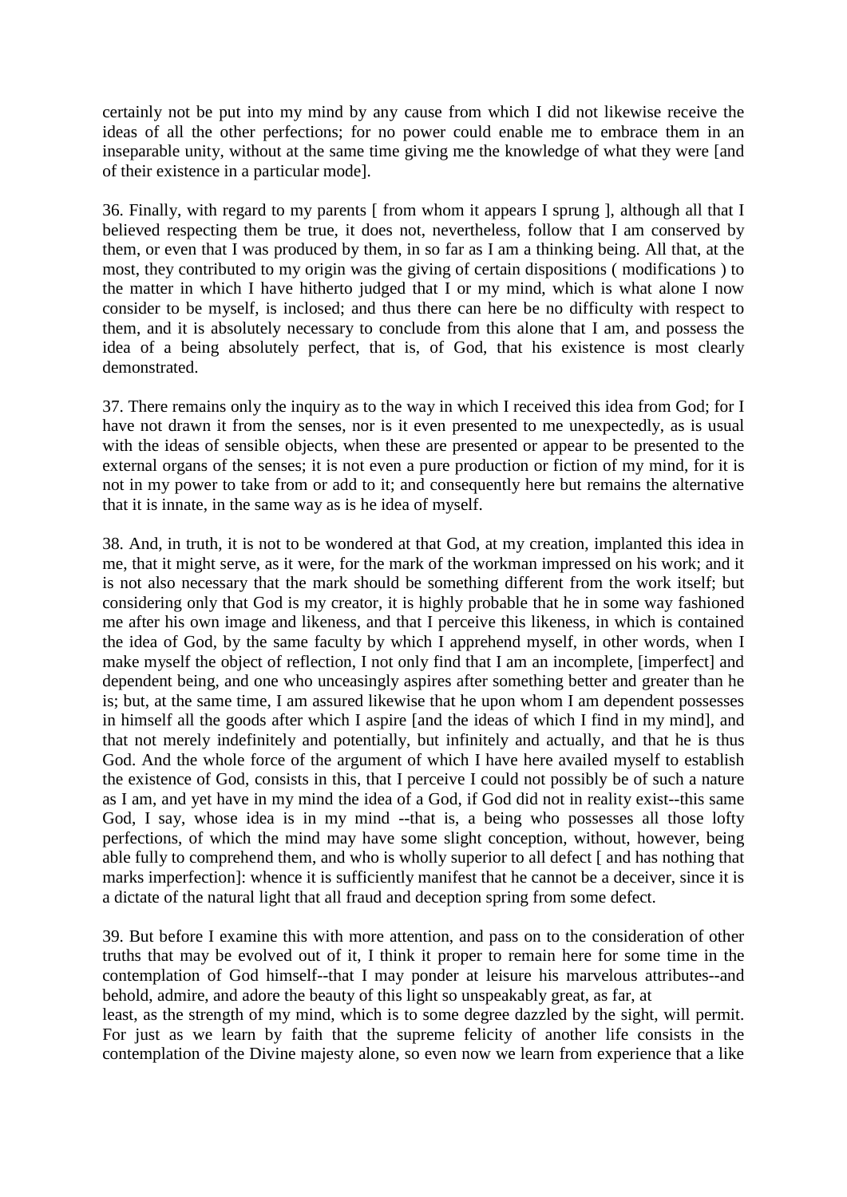certainly not be put into my mind by any cause from which I did not likewise receive the ideas of all the other perfections; for no power could enable me to embrace them in an inseparable unity, without at the same time giving me the knowledge of what they were [and of their existence in a particular mode].

36. Finally, with regard to my parents [ from whom it appears I sprung ], although all that I believed respecting them be true, it does not, nevertheless, follow that I am conserved by them, or even that I was produced by them, in so far as I am a thinking being. All that, at the most, they contributed to my origin was the giving of certain dispositions ( modifications ) to the matter in which I have hitherto judged that I or my mind, which is what alone I now consider to be myself, is inclosed; and thus there can here be no difficulty with respect to them, and it is absolutely necessary to conclude from this alone that I am, and possess the idea of a being absolutely perfect, that is, of God, that his existence is most clearly demonstrated.

37. There remains only the inquiry as to the way in which I received this idea from God; for I have not drawn it from the senses, nor is it even presented to me unexpectedly, as is usual with the ideas of sensible objects, when these are presented or appear to be presented to the external organs of the senses; it is not even a pure production or fiction of my mind, for it is not in my power to take from or add to it; and consequently here but remains the alternative that it is innate, in the same way as is he idea of myself.

38. And, in truth, it is not to be wondered at that God, at my creation, implanted this idea in me, that it might serve, as it were, for the mark of the workman impressed on his work; and it is not also necessary that the mark should be something different from the work itself; but considering only that God is my creator, it is highly probable that he in some way fashioned me after his own image and likeness, and that I perceive this likeness, in which is contained the idea of God, by the same faculty by which I apprehend myself, in other words, when I make myself the object of reflection, I not only find that I am an incomplete, [imperfect] and dependent being, and one who unceasingly aspires after something better and greater than he is; but, at the same time, I am assured likewise that he upon whom I am dependent possesses in himself all the goods after which I aspire [and the ideas of which I find in my mind], and that not merely indefinitely and potentially, but infinitely and actually, and that he is thus God. And the whole force of the argument of which I have here availed myself to establish the existence of God, consists in this, that I perceive I could not possibly be of such a nature as I am, and yet have in my mind the idea of a God, if God did not in reality exist--this same God, I say, whose idea is in my mind --that is, a being who possesses all those lofty perfections, of which the mind may have some slight conception, without, however, being able fully to comprehend them, and who is wholly superior to all defect [ and has nothing that marks imperfection]: whence it is sufficiently manifest that he cannot be a deceiver, since it is a dictate of the natural light that all fraud and deception spring from some defect.

39. But before I examine this with more attention, and pass on to the consideration of other truths that may be evolved out of it, I think it proper to remain here for some time in the contemplation of God himself--that I may ponder at leisure his marvelous attributes--and behold, admire, and adore the beauty of this light so unspeakably great, as far, at least, as the strength of my mind, which is to some degree dazzled by the sight, will permit. For just as we learn by faith that the supreme felicity of another life consists in the contemplation of the Divine majesty alone, so even now we learn from experience that a like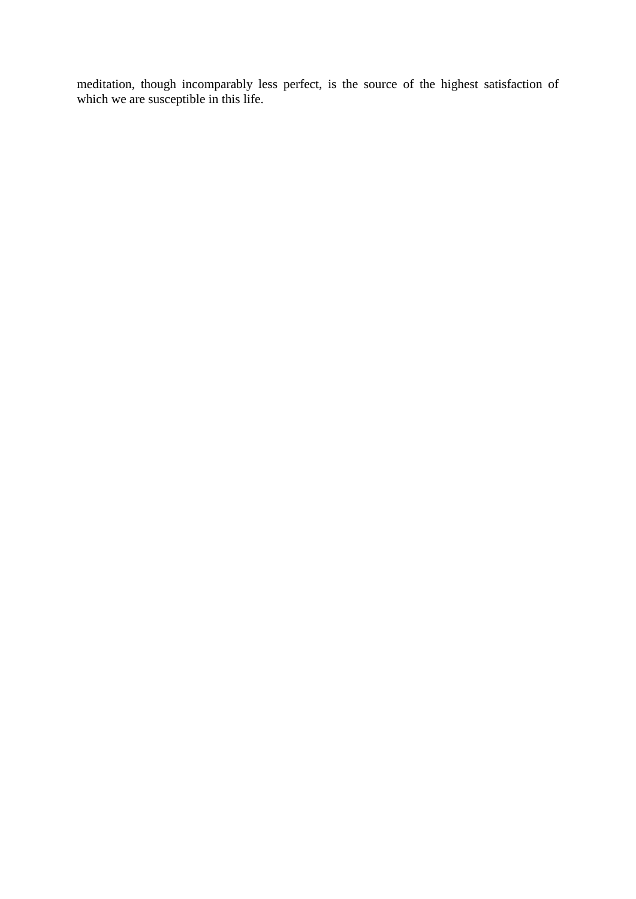meditation, though incomparably less perfect, is the source of the highest satisfaction of which we are susceptible in this life.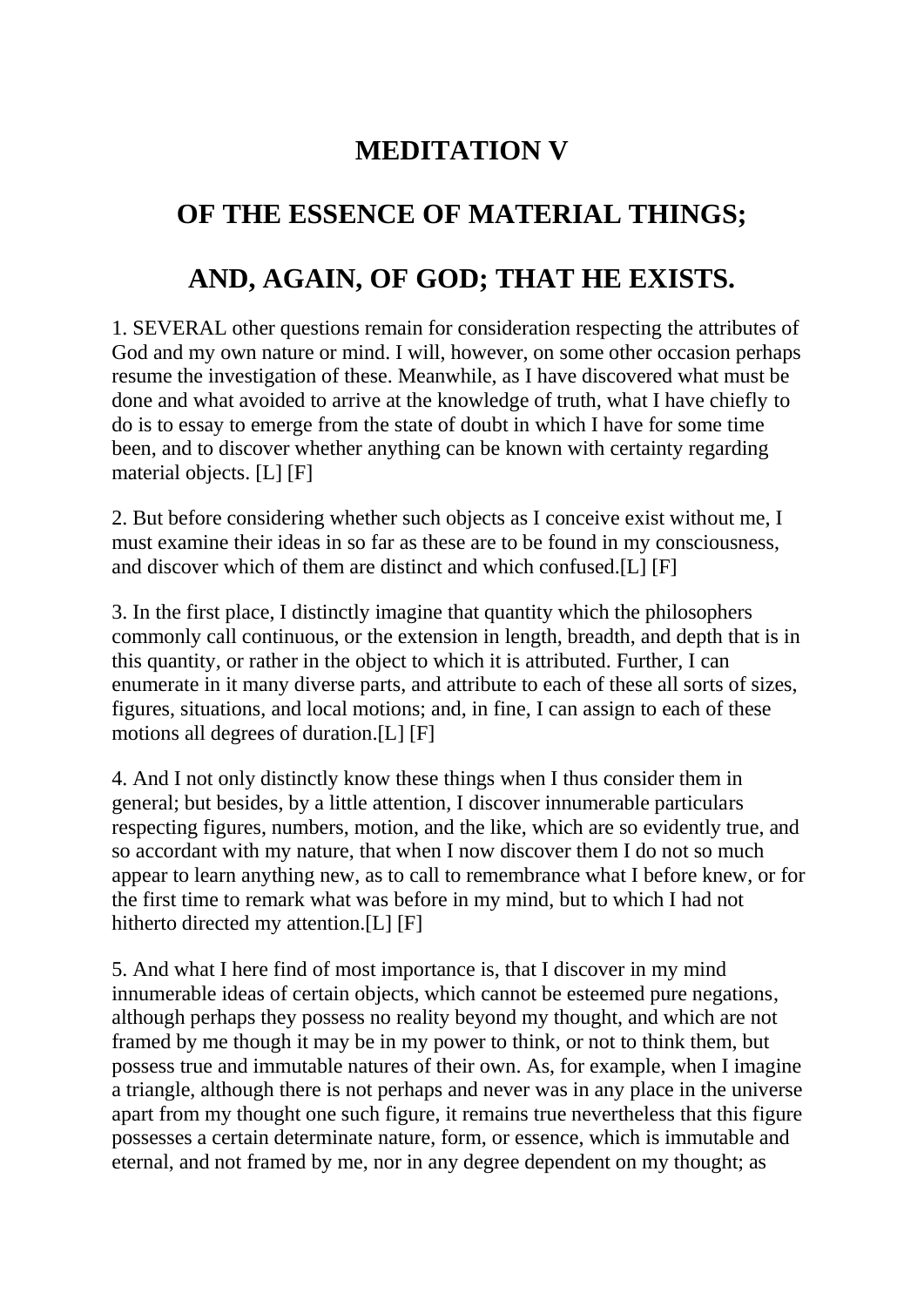# MEDITATION V

## OF THE ESSENCE OF MATERIAL THINGS;

## AND, AGAIN, OF GOD; THAT HE EXISTS.

1. SEVERAL other questions remain for consideration respecting the attributes of God and my own nature or mind. I will, however, on some other occasion perhaps resume the investigation of these. Meanwhile, as I have discovered what must be done and what avoided to arrive at the knowledge of truth, what I have chiefly to do is to essay to emerge from the state of doubt in which I have for some time been, and to discover whether anything can be known with certainty regarding material objects. [L] [F]

2. But before considering whether such objects as I conceive exist without me, I must examine their ideas in so far as these are to be found in my consciousness, and discover which of them are distinct and which confused.[L] [F]

3. In the first place, I distinctly imagine that quantity which the philosophers commonly call continuous, or the extension in length, breadth, and depth that is in this quantity, or rather in the object to which it is attributed. Further, I can enumerate in it many diverse parts, and attribute to each of these all sorts of sizes, figures, situations, and local motions; and, in fine, I can assign to each of these motions all degrees of duration.[L] [F]

4. And I not only distinctly know these things when I thus consider them in general; but besides, by a little attention, I discover innumerable particulars respecting figures, numbers, motion, and the like, which are so evidently true, and so accordant with my nature, that when I now discover them I do not so much appear to learn anything new, as to call to remembrance what I before knew, or for the first time to remark what was before in my mind, but to which I had not hitherto directed my attention.[L] [F]

5. And what I here find of most importance is, that I discover in my mind innumerable ideas of certain objects, which cannot be esteemed pure negations, although perhaps they possess no reality beyond my thought, and which are not framed by me though it may be in my power to think, or not to think them, but possess true and immutable natures of their own. As, for example, when I imagine a triangle, although there is not perhaps and never was in any place in the universe apart from my thought one such figure, it remains true nevertheless that this figure possesses a certain determinate nature, form, or essence, which is immutable and eternal, and not framed by me, nor in any degree dependent on my thought; as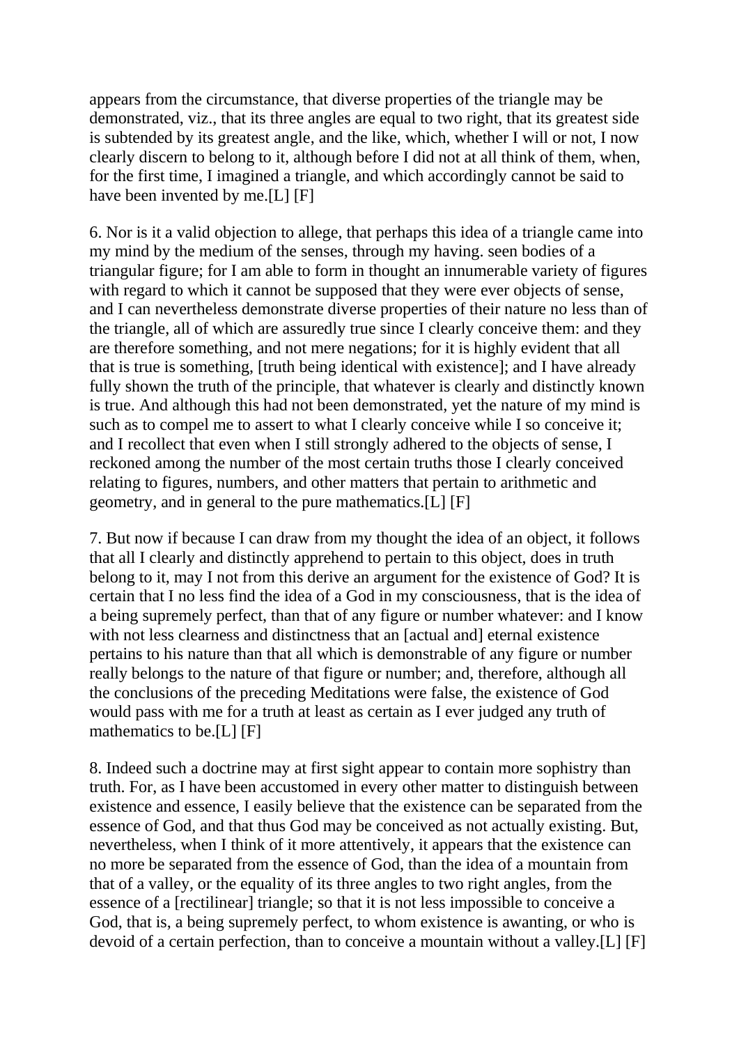appears from the circumstance, that diverse properties of the triangle may be demonstrated, viz., that its three angles are equal to two right, that its greatest side is subtended by its greatest angle, and the like, which, whether I will or not, I now clearly discern to belong to it, although before I did not at all think of them, when, for the first time, I imagined a triangle, and which accordingly cannot be said to have been invented by me.[L] [F]

6. Nor is it a valid objection to allege, that perhaps this idea of a triangle came into my mind by the medium of the senses, through my having. seen bodies of a triangular figure; for I am able to form in thought an innumerable variety of figures with regard to which it cannot be supposed that they were ever objects of sense, and I can nevertheless demonstrate diverse properties of their nature no less than of the triangle, all of which are assuredly true since I clearly conceive them: and they are therefore something, and not mere negations; for it is highly evident that all that is true is something, [truth being identical with existence]; and I have already fully shown the truth of the principle, that whatever is clearly and distinctly known is true. And although this had not been demonstrated, yet the nature of my mind is such as to compel me to assert to what I clearly conceive while I so conceive it; and I recollect that even when I still strongly adhered to the objects of sense, I reckoned among the number of the most certain truths those I clearly conceived relating to figures, numbers, and other matters that pertain to arithmetic and geometry, and in general to the pure mathematics.[L] [F]

7. But now if because I can draw from my thought the idea of an object, it follows that all I clearly and distinctly apprehend to pertain to this object, does in truth belong to it, may I not from this derive an argument for the existence of God? It is certain that I no less find the idea of a God in my consciousness, that is the idea of a being supremely perfect, than that of any figure or number whatever: and I know with not less clearness and distinctness that an [actual and] eternal existence pertains to his nature than that all which is demonstrable of any figure or number really belongs to the nature of that figure or number; and, therefore, although all the conclusions of the preceding Meditations were false, the existence of God would pass with me for a truth at least as certain as I ever judged any truth of mathematics to be.[L] [F]

8. Indeed such a doctrine may at first sight appear to contain more sophistry than truth. For, as I have been accustomed in every other matter to distinguish between existence and essence, I easily believe that the existence can be separated from the essence of God, and that thus God may be conceived as not actually existing. But, nevertheless, when I think of it more attentively, it appears that the existence can no more be separated from the essence of God, than the idea of a mountain from that of a valley, or the equality of its three angles to two right angles, from the essence of a [rectilinear] triangle; so that it is not less impossible to conceive a God, that is, a being supremely perfect, to whom existence is awanting, or who is devoid of a certain perfection, than to conceive a mountain without a valley.[L] [F]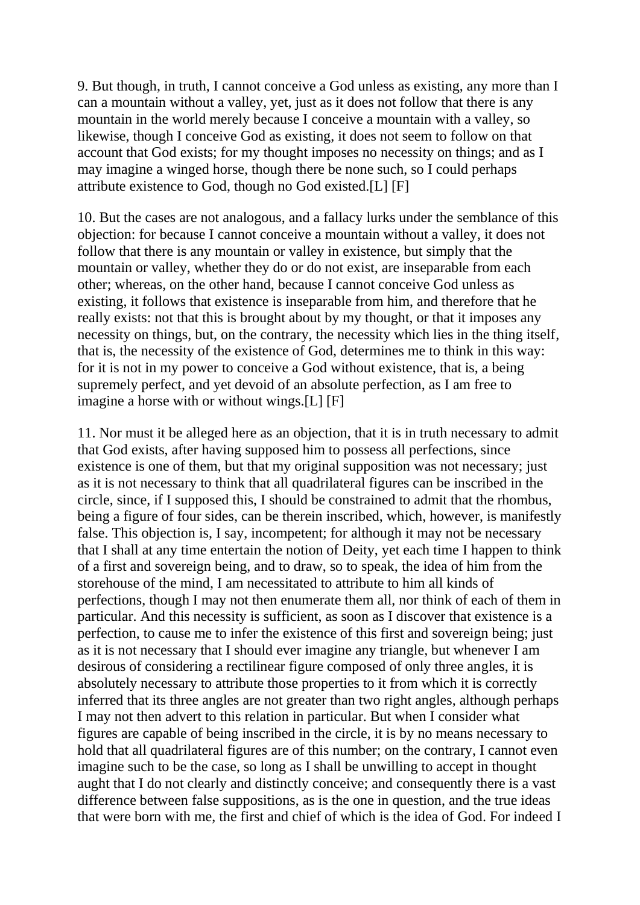9. But though, in truth, I cannot conceive a God unless as existing, any more than I can a mountain without a valley, yet, just as it does not follow that there is any mountain in the world merely because I conceive a mountain with a valley, so likewise, though I conceive God as existing, it does not seem to follow on that account that God exists; for my thought imposes no necessity on things; and as I may imagine a winged horse, though there be none such, so I could perhaps attribute existence to God, though no God existed.[L] [F]

10. But the cases are not analogous, and a fallacy lurks under the semblance of this objection: for because I cannot conceive a mountain without a valley, it does not follow that there is any mountain or valley in existence, but simply that the mountain or valley, whether they do or do not exist, are inseparable from each other; whereas, on the other hand, because I cannot conceive God unless as existing, it follows that existence is inseparable from him, and therefore that he really exists: not that this is brought about by my thought, or that it imposes any necessity on things, but, on the contrary, the necessity which lies in the thing itself, that is, the necessity of the existence of God, determines me to think in this way: for it is not in my power to conceive a God without existence, that is, a being supremely perfect, and yet devoid of an absolute perfection, as I am free to imagine a horse with or without wings.[L] [F]

11. Nor must it be alleged here as an objection, that it is in truth necessary to admit that God exists, after having supposed him to possess all perfections, since existence is one of them, but that my original supposition was not necessary; just as it is not necessary to think that all quadrilateral figures can be inscribed in the circle, since, if I supposed this, I should be constrained to admit that the rhombus, being a figure of four sides, can be therein inscribed, which, however, is manifestly false. This objection is, I say, incompetent; for although it may not be necessary that I shall at any time entertain the notion of Deity, yet each time I happen to think of a first and sovereign being, and to draw, so to speak, the idea of him from the storehouse of the mind, I am necessitated to attribute to him all kinds of perfections, though I may not then enumerate them all, nor think of each of them in particular. And this necessity is sufficient, as soon as I discover that existence is a perfection, to cause me to infer the existence of this first and sovereign being; just as it is not necessary that I should ever imagine any triangle, but whenever I am desirous of considering a rectilinear figure composed of only three angles, it is absolutely necessary to attribute those properties to it from which it is correctly inferred that its three angles are not greater than two right angles, although perhaps I may not then advert to this relation in particular. But when I consider what figures are capable of being inscribed in the circle, it is by no means necessary to hold that all quadrilateral figures are of this number; on the contrary, I cannot even imagine such to be the case, so long as I shall be unwilling to accept in thought aught that I do not clearly and distinctly conceive; and consequently there is a vast difference between false suppositions, as is the one in question, and the true ideas that were born with me, the first and chief of which is the idea of God. For indeed I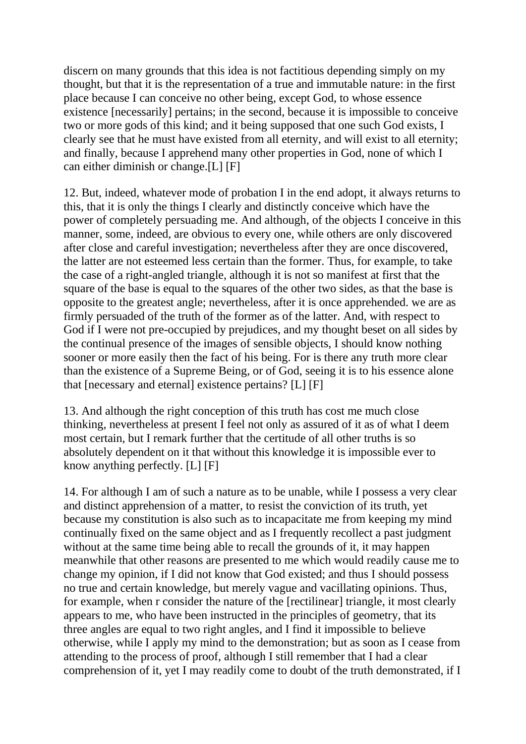discern on many grounds that this idea is not factitious depending simply on my thought, but that it is the representation of a true and immutable nature: in the first place because I can conceive no other being, except God, to whose essence existence [necessarily] pertains; in the second, because it is impossible to conceive two or more gods of this kind; and it being supposed that one such God exists, I clearly see that he must have existed from all eternity, and will exist to all eternity; and finally, because I apprehend many other properties in God, none of which I can either diminish or change.[L] [F]

12. But, indeed, whatever mode of probation I in the end adopt, it always returns to this, that it is only the things I clearly and distinctly conceive which have the power of completely persuading me. And although, of the objects I conceive in this manner, some, indeed, are obvious to every one, while others are only discovered after close and careful investigation; nevertheless after they are once discovered, the latter are not esteemed less certain than the former. Thus, for example, to take the case of a right-angled triangle, although it is not so manifest at first that the square of the base is equal to the squares of the other two sides, as that the base is opposite to the greatest angle; nevertheless, after it is once apprehended. we are as firmly persuaded of the truth of the former as of the latter. And, with respect to God if I were not pre-occupied by prejudices, and my thought beset on all sides by the continual presence of the images of sensible objects, I should know nothing sooner or more easily then the fact of his being. For is there any truth more clear than the existence of a Supreme Being, or of God, seeing it is to his essence alone that [necessary and eternal] existence pertains? [L] [F]

13. And although the right conception of this truth has cost me much close thinking, nevertheless at present I feel not only as assured of it as of what I deem most certain, but I remark further that the certitude of all other truths is so absolutely dependent on it that without this knowledge it is impossible ever to know anything perfectly. [L] [F]

14. For although I am of such a nature as to be unable, while I possess a very clear and distinct apprehension of a matter, to resist the conviction of its truth, yet because my constitution is also such as to incapacitate me from keeping my mind continually fixed on the same object and as I frequently recollect a past judgment without at the same time being able to recall the grounds of it, it may happen meanwhile that other reasons are presented to me which would readily cause me to change my opinion, if I did not know that God existed; and thus I should possess no true and certain knowledge, but merely vague and vacillating opinions. Thus, for example, when r consider the nature of the [rectilinear] triangle, it most clearly appears to me, who have been instructed in the principles of geometry, that its three angles are equal to two right angles, and I find it impossible to believe otherwise, while I apply my mind to the demonstration; but as soon as I cease from attending to the process of proof, although I still remember that I had a clear comprehension of it, yet I may readily come to doubt of the truth demonstrated, if I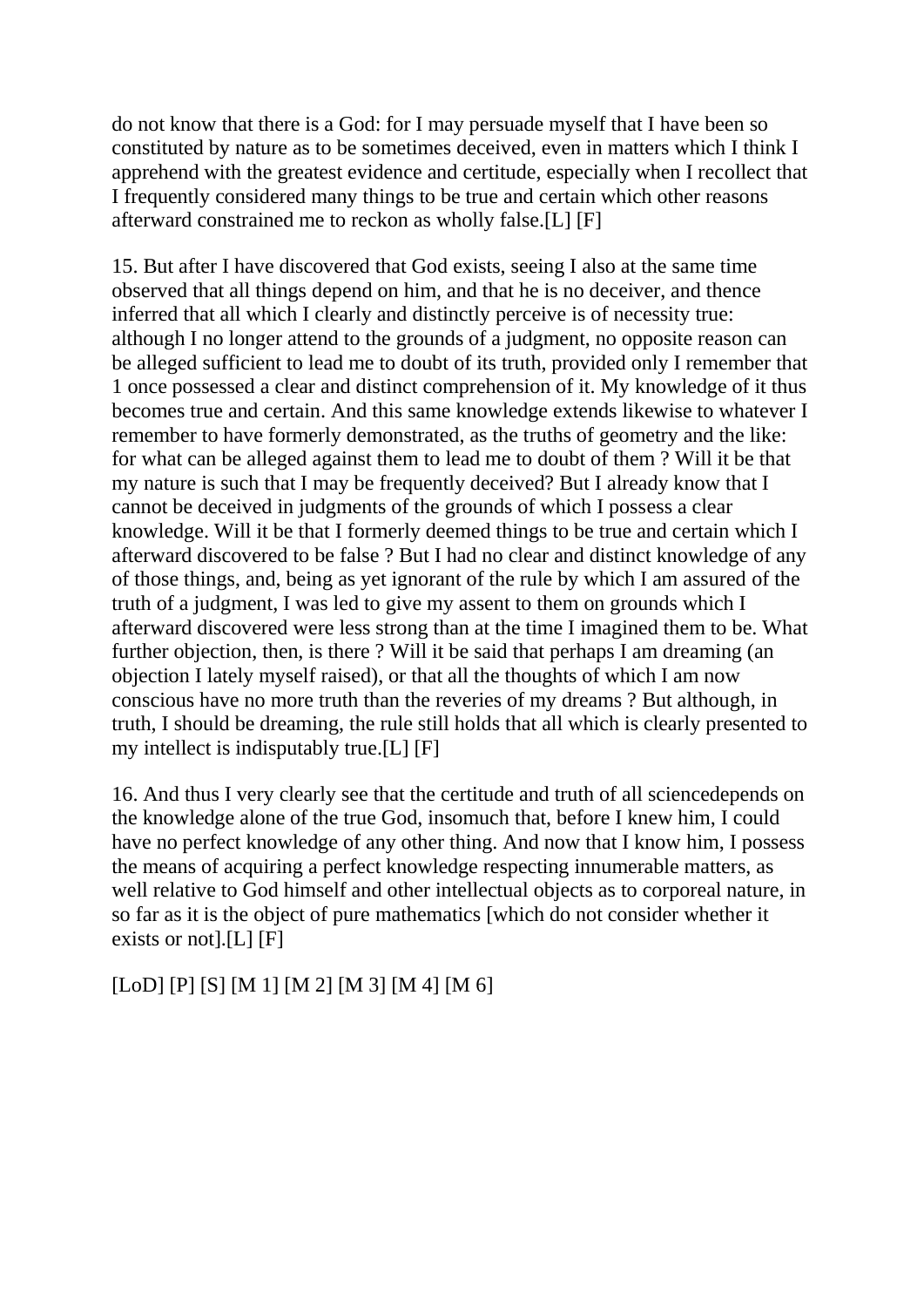do not know that there is a God: for I may persuade myself that I have been so constituted by nature as to be sometimes deceived, even in matters which I think I apprehend with the greatest evidence and certitude, especially when I recollect that I frequently considered many things to be true and certain which other reasons afterward constrained me to reckon as wholly false.[L] [F]

15. But after I have discovered that God exists, seeing I also at the same time observed that all things depend on him, and that he is no deceiver, and thence inferred that all which I clearly and distinctly perceive is of necessity true: although I no longer attend to the grounds of a judgment, no opposite reason can be alleged sufficient to lead me to doubt of its truth, provided only I remember that 1 once possessed a clear and distinct comprehension of it. My knowledge of it thus becomes true and certain. And this same knowledge extends likewise to whatever I remember to have formerly demonstrated, as the truths of geometry and the like: for what can be alleged against them to lead me to doubt of them ? Will it be that my nature is such that I may be frequently deceived? But I already know that I cannot be deceived in judgments of the grounds of which I possess a clear knowledge. Will it be that I formerly deemed things to be true and certain which I afterward discovered to be false ? But I had no clear and distinct knowledge of any of those things, and, being as yet ignorant of the rule by which I am assured of the truth of a judgment, I was led to give my assent to them on grounds which I afterward discovered were less strong than at the time I imagined them to be. What further objection, then, is there ? Will it be said that perhaps I am dreaming (an objection I lately myself raised), or that all the thoughts of which I am now conscious have no more truth than the reveries of my dreams ? But although, in truth, I should be dreaming, the rule still holds that all which is clearly presented to my intellect is indisputably true.[L] [F]

16. And thus I very clearly see that the certitude and truth of all sciencedepends on the knowledge alone of the true God, insomuch that, before I knew him, I could have no perfect knowledge of any other thing. And now that I know him, I possess the means of acquiring a perfect knowledge respecting innumerable matters, as well relative to God himself and other intellectual objects as to corporeal nature, in so far as it is the object of pure mathematics [which do not consider whether it exists or not].[L] [F]

[LoD] [P] [S] [M 1] [M 2] [M 3] [M 4] [M 6]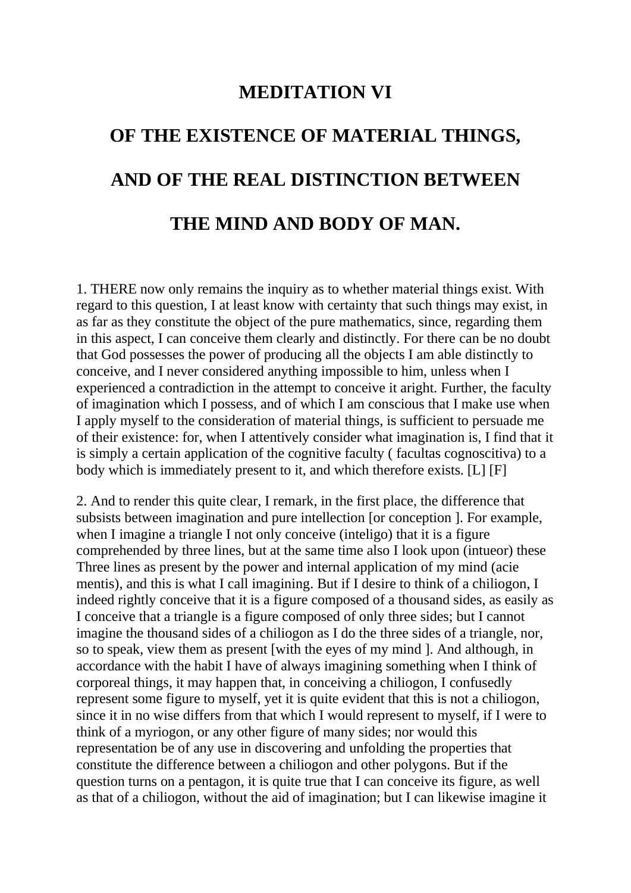# MEDITATION VI

# OF THE EXISTENCE OF MATERIAL THINGS, AND OF THE REAL DISTINCTION BETWEEN THE MIND AND BODY OF MAN.

1. THERE now only remains the inquiry as to whether material things exist. With regard to this question, I at least know with certainty that such things may exist, in as far as they constitute the object of the pure mathematics, since, regarding them in this aspect, I can conceive them clearly and distinctly. For there can be no doubt that God possesses the power of producing all the objects I am able distinctly to conceive, and I never considered anything impossible to him, unless when I experienced a contradiction in the attempt to conceive it aright. Further, the faculty of imagination which I possess, and of which I am conscious that I make use when I apply myself to the consideration of material things, is sufficient to persuade me of their existence: for, when I attentively consider what imagination is, I find that it is simply a certain application of the cognitive faculty ( facultas cognoscitiva) to a body which is immediately present to it, and which therefore exists. [L] [F]

2. And to render this quite clear, I remark, in the first place, the difference that subsists between imagination and pure intellection [or conception ]. For example, when I imagine a triangle I not only conceive (inteligo) that it is a figure comprehended by three lines, but at the same time also I look upon (intueor) these Three lines as present by the power and internal application of my mind (acie mentis), and this is what I call imagining. But if I desire to think of a chiliogon, I indeed rightly conceive that it is a figure composed of a thousand sides, as easily as I conceive that a triangle is a figure composed of only three sides; but I cannot imagine the thousand sides of a chiliogon as I do the three sides of a triangle, nor, so to speak, view them as present [with the eyes of my mind ]. And although, in accordance with the habit I have of always imagining something when I think of corporeal things, it may happen that, in conceiving a chiliogon, I confusedly represent some figure to myself, yet it is quite evident that this is not a chiliogon, since it in no wise differs from that which I would represent to myself, if I were to think of a myriogon, or any other figure of many sides; nor would this representation be of any use in discovering and unfolding the properties that constitute the difference between a chiliogon and other polygons. But if the question turns on a pentagon, it is quite true that I can conceive its figure, as well as that of a chiliogon, without the aid of imagination; but I can likewise imagine it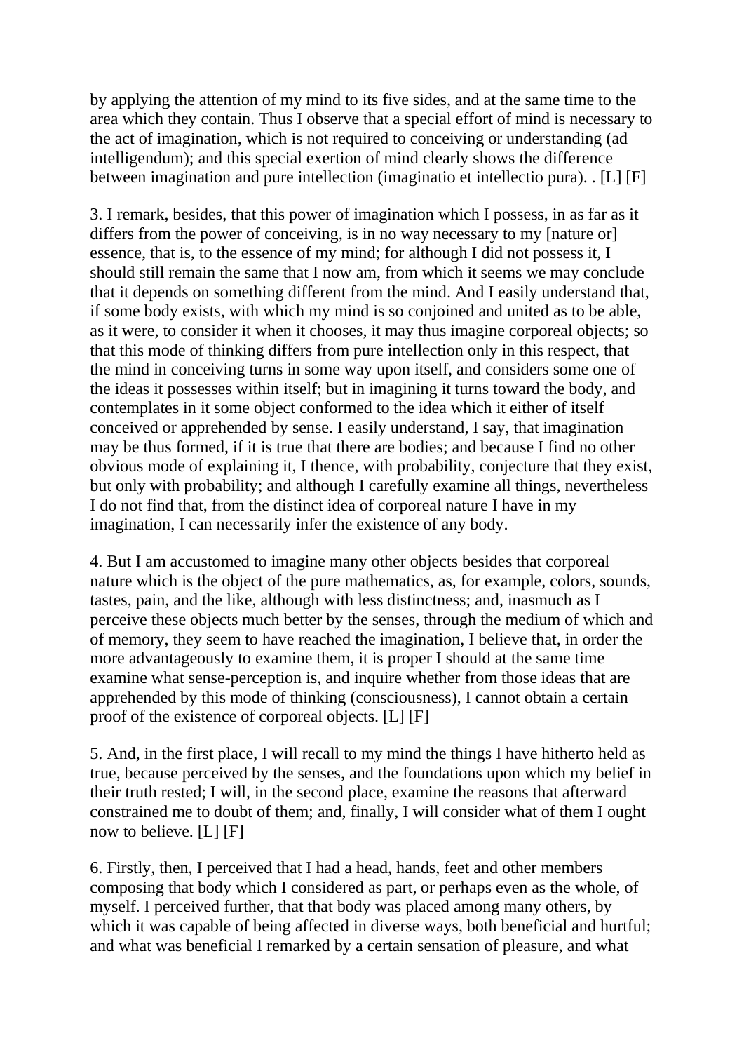by applying the attention of my mind to its five sides, and at the same time to the area which they contain. Thus I observe that a special effort of mind is necessary to the act of imagination, which is not required to conceiving or understanding (ad intelligendum); and this special exertion of mind clearly shows the difference between imagination and pure intellection (imaginatio et intellectio pura). . [L] [F]

3. I remark, besides, that this power of imagination which I possess, in as far as it differs from the power of conceiving, is in no way necessary to my [nature or] essence, that is, to the essence of my mind; for although I did not possess it, I should still remain the same that I now am, from which it seems we may conclude that it depends on something different from the mind. And I easily understand that, if some body exists, with which my mind is so conjoined and united as to be able, as it were, to consider it when it chooses, it may thus imagine corporeal objects; so that this mode of thinking differs from pure intellection only in this respect, that the mind in conceiving turns in some way upon itself, and considers some one of the ideas it possesses within itself; but in imagining it turns toward the body, and contemplates in it some object conformed to the idea which it either of itself conceived or apprehended by sense. I easily understand, I say, that imagination may be thus formed, if it is true that there are bodies; and because I find no other obvious mode of explaining it, I thence, with probability, conjecture that they exist, but only with probability; and although I carefully examine all things, nevertheless I do not find that, from the distinct idea of corporeal nature I have in my imagination, I can necessarily infer the existence of any body.

4. But I am accustomed to imagine many other objects besides that corporeal nature which is the object of the pure mathematics, as, for example, colors, sounds, tastes, pain, and the like, although with less distinctness; and, inasmuch as I perceive these objects much better by the senses, through the medium of which and of memory, they seem to have reached the imagination, I believe that, in order the more advantageously to examine them, it is proper I should at the same time examine what sense-perception is, and inquire whether from those ideas that are apprehended by this mode of thinking (consciousness), I cannot obtain a certain proof of the existence of corporeal objects. [L] [F]

5. And, in the first place, I will recall to my mind the things I have hitherto held as true, because perceived by the senses, and the foundations upon which my belief in their truth rested; I will, in the second place, examine the reasons that afterward constrained me to doubt of them; and, finally, I will consider what of them I ought now to believe. [L] [F]

6. Firstly, then, I perceived that I had a head, hands, feet and other members composing that body which I considered as part, or perhaps even as the whole, of myself. I perceived further, that that body was placed among many others, by which it was capable of being affected in diverse ways, both beneficial and hurtful; and what was beneficial I remarked by a certain sensation of pleasure, and what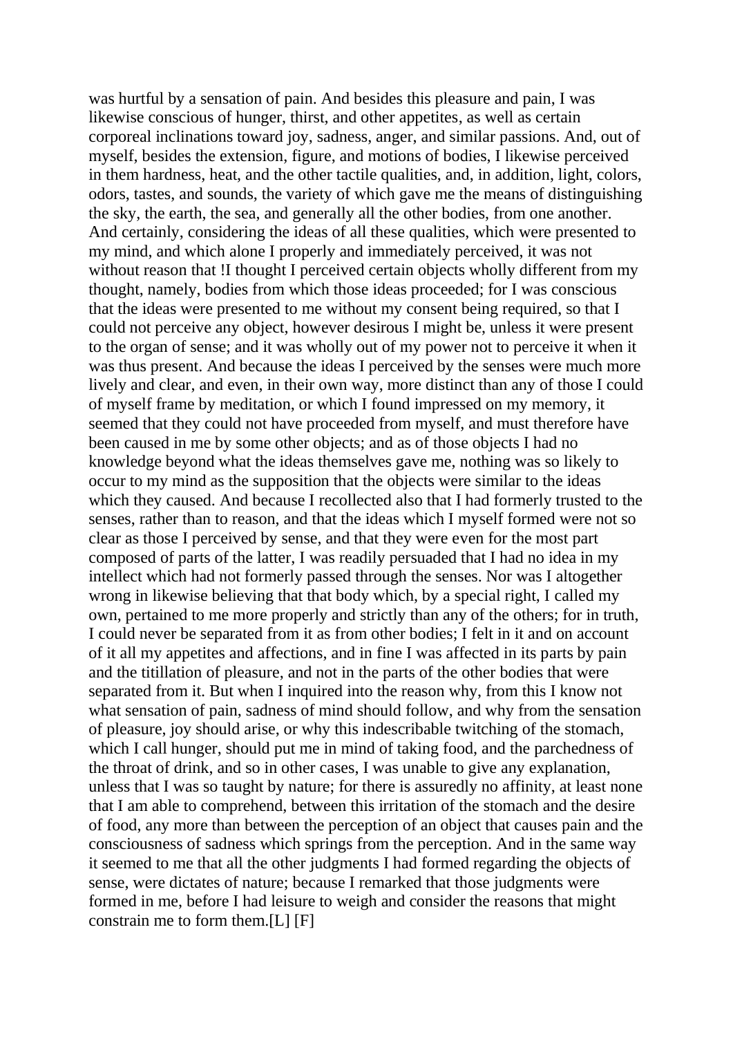was hurtful by a sensation of pain. And besides this pleasure and pain, I was likewise conscious of hunger, thirst, and other appetites, as well as certain corporeal inclinations toward joy, sadness, anger, and similar passions. And, out of myself, besides the extension, figure, and motions of bodies, I likewise perceived in them hardness, heat, and the other tactile qualities, and, in addition, light, colors, odors, tastes, and sounds, the variety of which gave me the means of distinguishing the sky, the earth, the sea, and generally all the other bodies, from one another. And certainly, considering the ideas of all these qualities, which were presented to my mind, and which alone I properly and immediately perceived, it was not without reason that !I thought I perceived certain objects wholly different from my thought, namely, bodies from which those ideas proceeded; for I was conscious that the ideas were presented to me without my consent being required, so that I could not perceive any object, however desirous I might be, unless it were present to the organ of sense; and it was wholly out of my power not to perceive it when it was thus present. And because the ideas I perceived by the senses were much more lively and clear, and even, in their own way, more distinct than any of those I could of myself frame by meditation, or which I found impressed on my memory, it seemed that they could not have proceeded from myself, and must therefore have been caused in me by some other objects; and as of those objects I had no knowledge beyond what the ideas themselves gave me, nothing was so likely to occur to my mind as the supposition that the objects were similar to the ideas which they caused. And because I recollected also that I had formerly trusted to the senses, rather than to reason, and that the ideas which I myself formed were not so clear as those I perceived by sense, and that they were even for the most part composed of parts of the latter, I was readily persuaded that I had no idea in my intellect which had not formerly passed through the senses. Nor was I altogether wrong in likewise believing that that body which, by a special right, I called my own, pertained to me more properly and strictly than any of the others; for in truth, I could never be separated from it as from other bodies; I felt in it and on account of it all my appetites and affections, and in fine I was affected in its parts by pain and the titillation of pleasure, and not in the parts of the other bodies that were separated from it. But when I inquired into the reason why, from this I know not what sensation of pain, sadness of mind should follow, and why from the sensation of pleasure, joy should arise, or why this indescribable twitching of the stomach, which I call hunger, should put me in mind of taking food, and the parchedness of the throat of drink, and so in other cases, I was unable to give any explanation, unless that I was so taught by nature; for there is assuredly no affinity, at least none that I am able to comprehend, between this irritation of the stomach and the desire of food, any more than between the perception of an object that causes pain and the consciousness of sadness which springs from the perception. And in the same way it seemed to me that all the other judgments I had formed regarding the objects of sense, were dictates of nature; because I remarked that those judgments were formed in me, before I had leisure to weigh and consider the reasons that might constrain me to form them.[L] [F]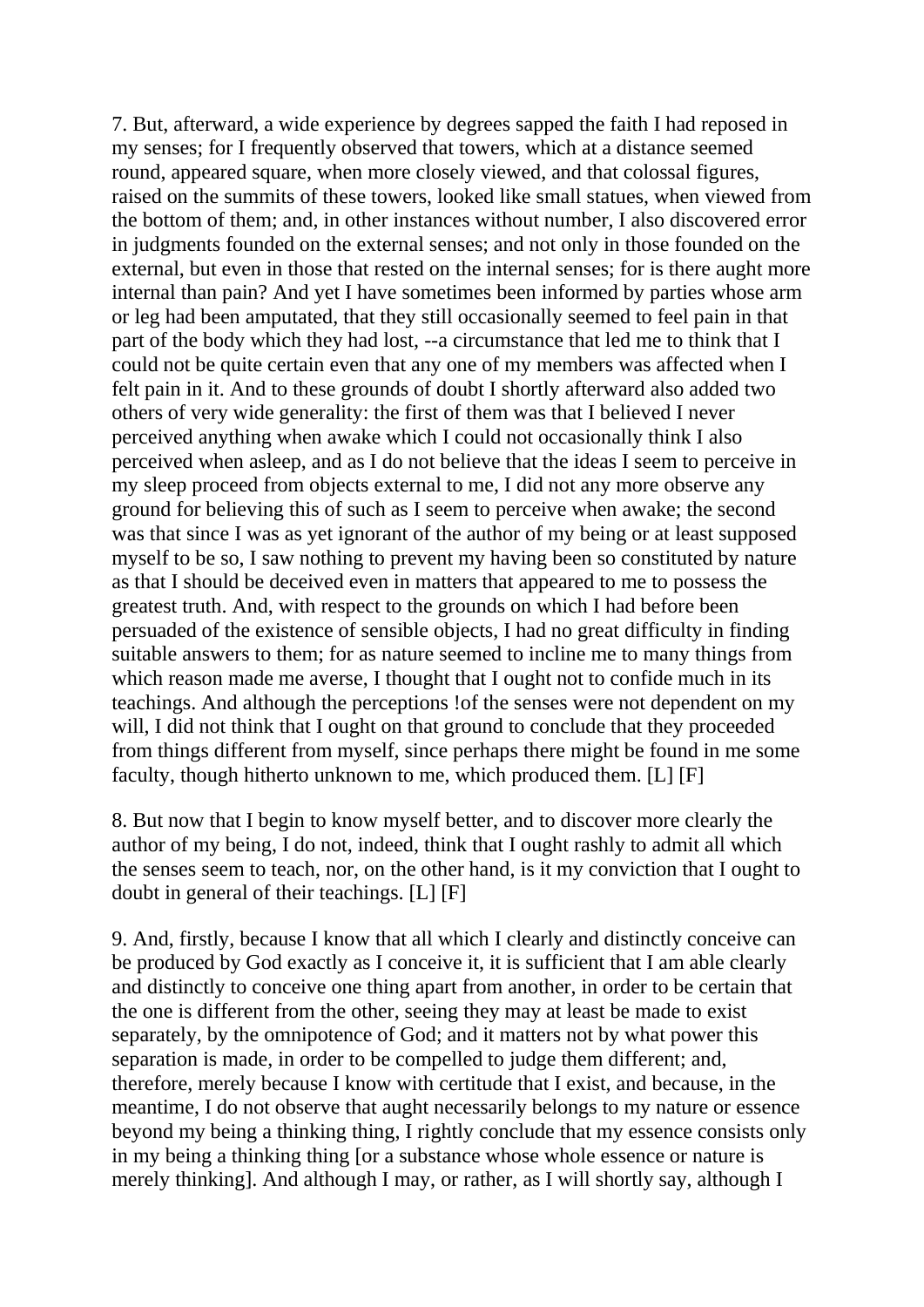7. But, afterward, a wide experience by degrees sapped the faith I had reposed in my senses; for I frequently observed that towers, which at a distance seemed round, appeared square, when more closely viewed, and that colossal figures, raised on the summits of these towers, looked like small statues, when viewed from the bottom of them; and, in other instances without number, I also discovered error in judgments founded on the external senses; and not only in those founded on the external, but even in those that rested on the internal senses; for is there aught more internal than pain? And yet I have sometimes been informed by parties whose arm or leg had been amputated, that they still occasionally seemed to feel pain in that part of the body which they had lost, --a circumstance that led me to think that I could not be quite certain even that any one of my members was affected when I felt pain in it. And to these grounds of doubt I shortly afterward also added two others of very wide generality: the first of them was that I believed I never perceived anything when awake which I could not occasionally think I also perceived when asleep, and as I do not believe that the ideas I seem to perceive in my sleep proceed from objects external to me, I did not any more observe any ground for believing this of such as I seem to perceive when awake; the second was that since I was as yet ignorant of the author of my being or at least supposed myself to be so, I saw nothing to prevent my having been so constituted by nature as that I should be deceived even in matters that appeared to me to possess the greatest truth. And, with respect to the grounds on which I had before been persuaded of the existence of sensible objects, I had no great difficulty in finding suitable answers to them; for as nature seemed to incline me to many things from which reason made me averse, I thought that I ought not to confide much in its teachings. And although the perceptions !of the senses were not dependent on my will, I did not think that I ought on that ground to conclude that they proceeded from things different from myself, since perhaps there might be found in me some faculty, though hitherto unknown to me, which produced them. [L] [F]

8. But now that I begin to know myself better, and to discover more clearly the author of my being, I do not, indeed, think that I ought rashly to admit all which the senses seem to teach, nor, on the other hand, is it my conviction that I ought to doubt in general of their teachings. [L] [F]

9. And, firstly, because I know that all which I clearly and distinctly conceive can be produced by God exactly as I conceive it, it is sufficient that I am able clearly and distinctly to conceive one thing apart from another, in order to be certain that the one is different from the other, seeing they may at least be made to exist separately, by the omnipotence of God; and it matters not by what power this separation is made, in order to be compelled to judge them different; and, therefore, merely because I know with certitude that I exist, and because, in the meantime, I do not observe that aught necessarily belongs to my nature or essence beyond my being a thinking thing, I rightly conclude that my essence consists only in my being a thinking thing [or a substance whose whole essence or nature is merely thinking]. And although I may, or rather, as I will shortly say, although I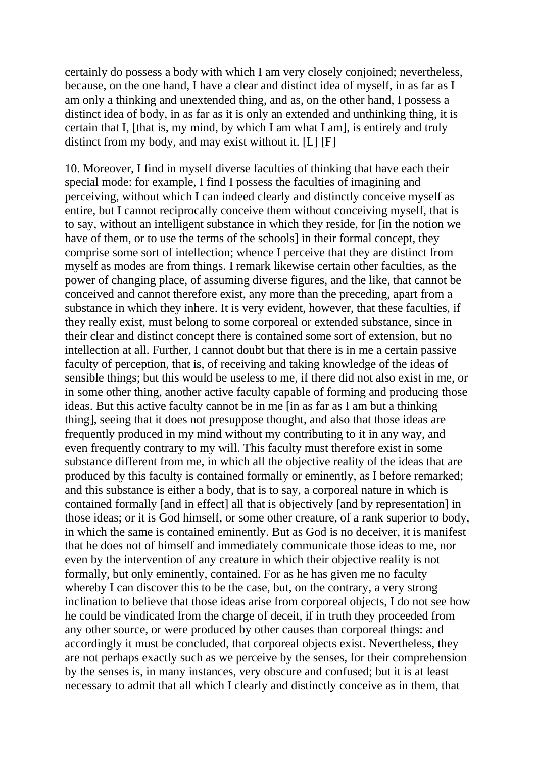certainly do possess a body with which I am very closely conjoined; nevertheless, because, on the one hand, I have a clear and distinct idea of myself, in as far as I am only a thinking and unextended thing, and as, on the other hand, I possess a distinct idea of body, in as far as it is only an extended and unthinking thing, it is certain that I, [that is, my mind, by which I am what I am], is entirely and truly distinct from my body, and may exist without it. [L] [F]

10. Moreover, I find in myself diverse faculties of thinking that have each their special mode: for example, I find I possess the faculties of imagining and perceiving, without which I can indeed clearly and distinctly conceive myself as entire, but I cannot reciprocally conceive them without conceiving myself, that is to say, without an intelligent substance in which they reside, for [in the notion we have of them, or to use the terms of the schools] in their formal concept, they comprise some sort of intellection; whence I perceive that they are distinct from myself as modes are from things. I remark likewise certain other faculties, as the power of changing place, of assuming diverse figures, and the like, that cannot be conceived and cannot therefore exist, any more than the preceding, apart from a substance in which they inhere. It is very evident, however, that these faculties, if they really exist, must belong to some corporeal or extended substance, since in their clear and distinct concept there is contained some sort of extension, but no intellection at all. Further, I cannot doubt but that there is in me a certain passive faculty of perception, that is, of receiving and taking knowledge of the ideas of sensible things; but this would be useless to me, if there did not also exist in me, or in some other thing, another active faculty capable of forming and producing those ideas. But this active faculty cannot be in me [in as far as I am but a thinking thing], seeing that it does not presuppose thought, and also that those ideas are frequently produced in my mind without my contributing to it in any way, and even frequently contrary to my will. This faculty must therefore exist in some substance different from me, in which all the objective reality of the ideas that are produced by this faculty is contained formally or eminently, as I before remarked; and this substance is either a body, that is to say, a corporeal nature in which is contained formally [and in effect] all that is objectively [and by representation] in those ideas; or it is God himself, or some other creature, of a rank superior to body, in which the same is contained eminently. But as God is no deceiver, it is manifest that he does not of himself and immediately communicate those ideas to me, nor even by the intervention of any creature in which their objective reality is not formally, but only eminently, contained. For as he has given me no faculty whereby I can discover this to be the case, but, on the contrary, a very strong inclination to believe that those ideas arise from corporeal objects, I do not see how he could be vindicated from the charge of deceit, if in truth they proceeded from any other source, or were produced by other causes than corporeal things: and accordingly it must be concluded, that corporeal objects exist. Nevertheless, they are not perhaps exactly such as we perceive by the senses, for their comprehension by the senses is, in many instances, very obscure and confused; but it is at least necessary to admit that all which I clearly and distinctly conceive as in them, that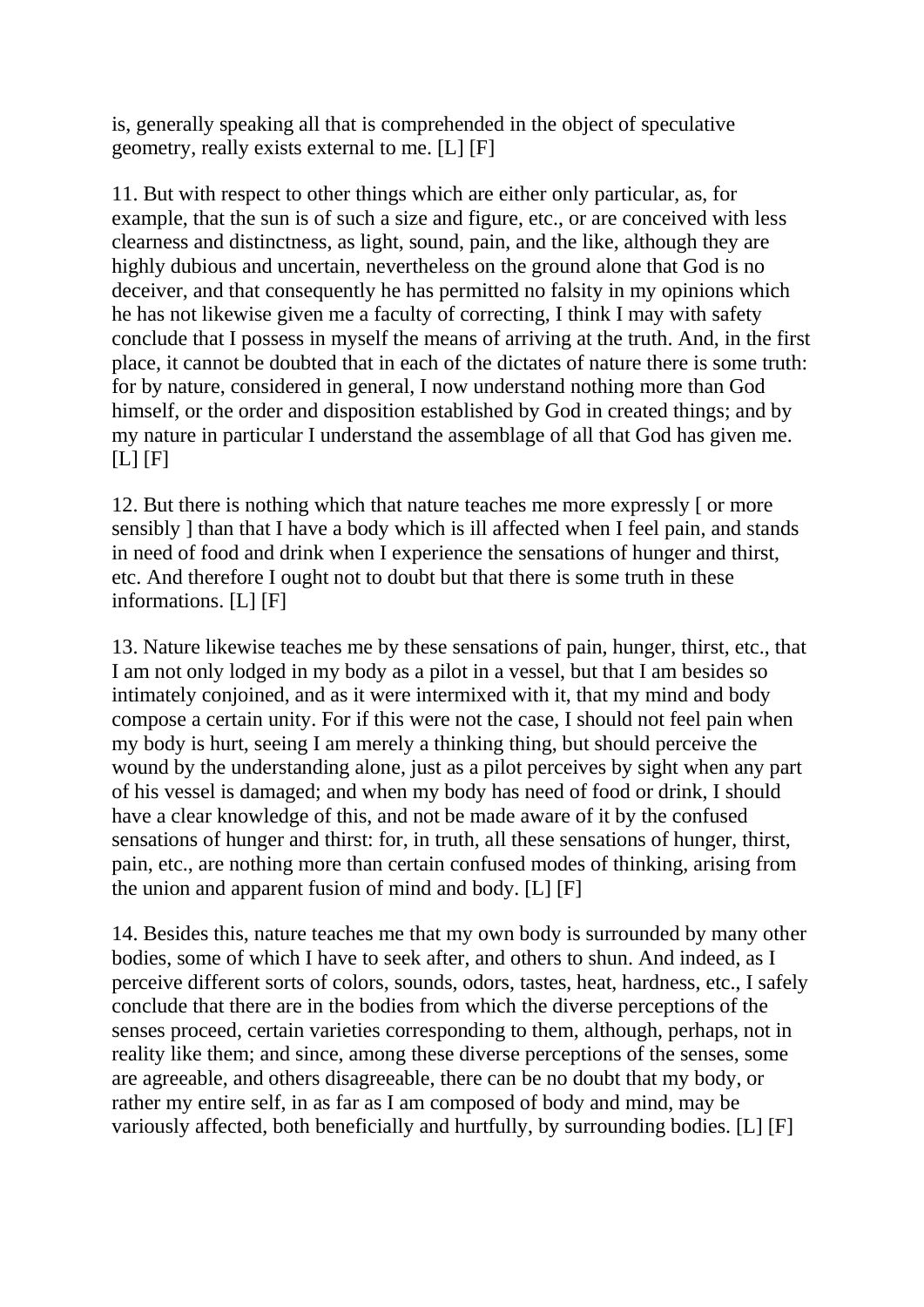is, generally speaking all that is comprehended in the object of speculative geometry, really exists external to me. [L] [F]

11. But with respect to other things which are either only particular, as, for example, that the sun is of such a size and figure, etc., or are conceived with less clearness and distinctness, as light, sound, pain, and the like, although they are highly dubious and uncertain, nevertheless on the ground alone that God is no deceiver, and that consequently he has permitted no falsity in my opinions which he has not likewise given me a faculty of correcting, I think I may with safety conclude that I possess in myself the means of arriving at the truth. And, in the first place, it cannot be doubted that in each of the dictates of nature there is some truth: for by nature, considered in general, I now understand nothing more than God himself, or the order and disposition established by God in created things; and by my nature in particular I understand the assemblage of all that God has given me. [L] [F]

12. But there is nothing which that nature teaches me more expressly [ or more sensibly ] than that I have a body which is ill affected when I feel pain, and stands in need of food and drink when I experience the sensations of hunger and thirst, etc. And therefore I ought not to doubt but that there is some truth in these informations. [L] [F]

13. Nature likewise teaches me by these sensations of pain, hunger, thirst, etc., that I am not only lodged in my body as a pilot in a vessel, but that I am besides so intimately conjoined, and as it were intermixed with it, that my mind and body compose a certain unity. For if this were not the case, I should not feel pain when my body is hurt, seeing I am merely a thinking thing, but should perceive the wound by the understanding alone, just as a pilot perceives by sight when any part of his vessel is damaged; and when my body has need of food or drink, I should have a clear knowledge of this, and not be made aware of it by the confused sensations of hunger and thirst: for, in truth, all these sensations of hunger, thirst, pain, etc., are nothing more than certain confused modes of thinking, arising from the union and apparent fusion of mind and body. [L] [F]

14. Besides this, nature teaches me that my own body is surrounded by many other bodies, some of which I have to seek after, and others to shun. And indeed, as I perceive different sorts of colors, sounds, odors, tastes, heat, hardness, etc., I safely conclude that there are in the bodies from which the diverse perceptions of the senses proceed, certain varieties corresponding to them, although, perhaps, not in reality like them; and since, among these diverse perceptions of the senses, some are agreeable, and others disagreeable, there can be no doubt that my body, or rather my entire self, in as far as I am composed of body and mind, may be variously affected, both beneficially and hurtfully, by surrounding bodies. [L] [F]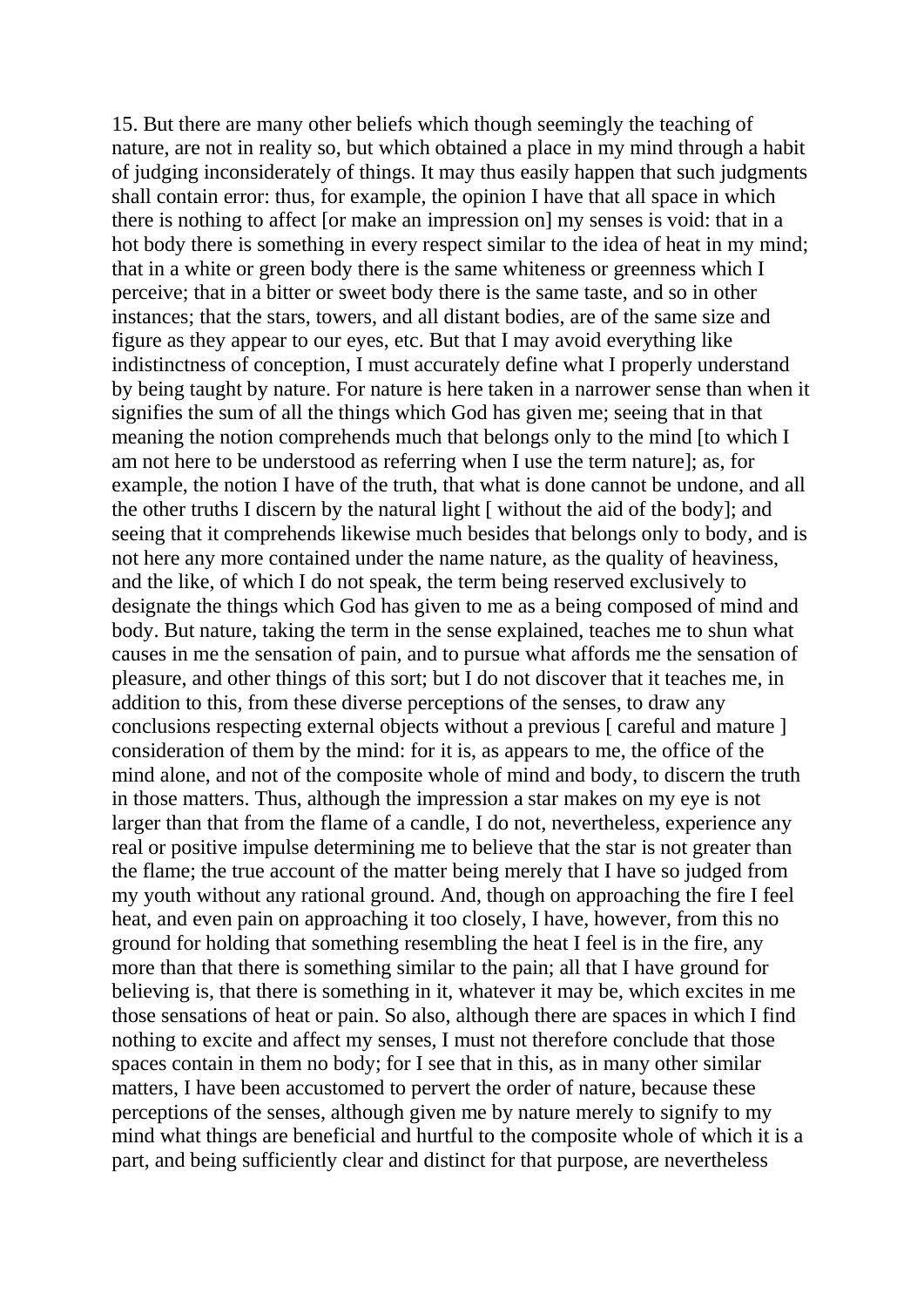15. But there are many other beliefs which though seemingly the teaching of nature, are not in reality so, but which obtained a place in my mind through a habit of judging inconsiderately of things. It may thus easily happen that such judgments shall contain error: thus, for example, the opinion I have that all space in which there is nothing to affect [or make an impression on] my senses is void: that in a hot body there is something in every respect similar to the idea of heat in my mind; that in a white or green body there is the same whiteness or greenness which I perceive; that in a bitter or sweet body there is the same taste, and so in other instances; that the stars, towers, and all distant bodies, are of the same size and figure as they appear to our eyes, etc. But that I may avoid everything like indistinctness of conception, I must accurately define what I properly understand by being taught by nature. For nature is here taken in a narrower sense than when it signifies the sum of all the things which God has given me; seeing that in that meaning the notion comprehends much that belongs only to the mind [to which I am not here to be understood as referring when I use the term nature]; as, for example, the notion I have of the truth, that what is done cannot be undone, and all the other truths I discern by the natural light [ without the aid of the body]; and seeing that it comprehends likewise much besides that belongs only to body, and is not here any more contained under the name nature, as the quality of heaviness, and the like, of which I do not speak, the term being reserved exclusively to designate the things which God has given to me as a being composed of mind and body. But nature, taking the term in the sense explained, teaches me to shun what causes in me the sensation of pain, and to pursue what affords me the sensation of pleasure, and other things of this sort; but I do not discover that it teaches me, in addition to this, from these diverse perceptions of the senses, to draw any conclusions respecting external objects without a previous [ careful and mature ] consideration of them by the mind: for it is, as appears to me, the office of the mind alone, and not of the composite whole of mind and body, to discern the truth in those matters. Thus, although the impression a star makes on my eye is not larger than that from the flame of a candle, I do not, nevertheless, experience any real or positive impulse determining me to believe that the star is not greater than the flame; the true account of the matter being merely that I have so judged from my youth without any rational ground. And, though on approaching the fire I feel heat, and even pain on approaching it too closely, I have, however, from this no ground for holding that something resembling the heat I feel is in the fire, any more than that there is something similar to the pain; all that I have ground for believing is, that there is something in it, whatever it may be, which excites in me those sensations of heat or pain. So also, although there are spaces in which I find nothing to excite and affect my senses, I must not therefore conclude that those spaces contain in them no body; for I see that in this, as in many other similar matters, I have been accustomed to pervert the order of nature, because these perceptions of the senses, although given me by nature merely to signify to my mind what things are beneficial and hurtful to the composite whole of which it is a part, and being sufficiently clear and distinct for that purpose, are nevertheless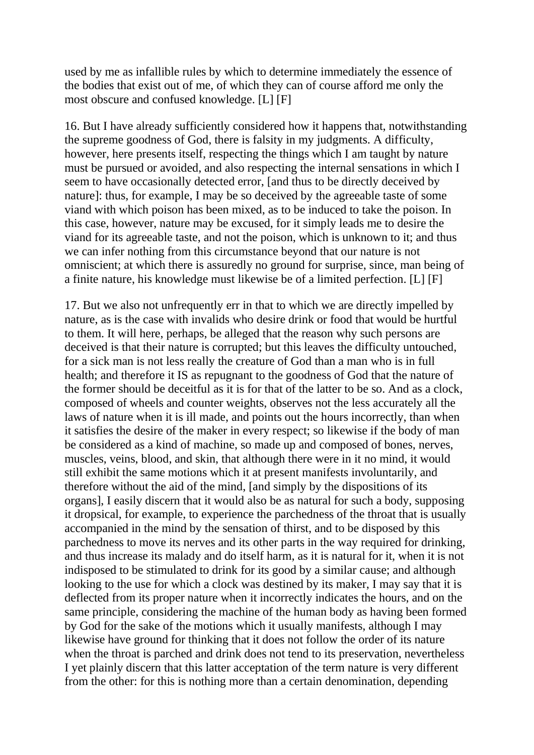used by me as infallible rules by which to determine immediately the essence of the bodies that exist out of me, of which they can of course afford me only the most obscure and confused knowledge. [L] [F]

16. But I have already sufficiently considered how it happens that, notwithstanding the supreme goodness of God, there is falsity in my judgments. A difficulty, however, here presents itself, respecting the things which I am taught by nature must be pursued or avoided, and also respecting the internal sensations in which I seem to have occasionally detected error, [and thus to be directly deceived by nature]: thus, for example, I may be so deceived by the agreeable taste of some viand with which poison has been mixed, as to be induced to take the poison. In this case, however, nature may be excused, for it simply leads me to desire the viand for its agreeable taste, and not the poison, which is unknown to it; and thus we can infer nothing from this circumstance beyond that our nature is not omniscient; at which there is assuredly no ground for surprise, since, man being of a finite nature, his knowledge must likewise be of a limited perfection. [L] [F]

17. But we also not unfrequently err in that to which we are directly impelled by nature, as is the case with invalids who desire drink or food that would be hurtful to them. It will here, perhaps, be alleged that the reason why such persons are deceived is that their nature is corrupted; but this leaves the difficulty untouched, for a sick man is not less really the creature of God than a man who is in full health; and therefore it IS as repugnant to the goodness of God that the nature of the former should be deceitful as it is for that of the latter to be so. And as a clock, composed of wheels and counter weights, observes not the less accurately all the laws of nature when it is ill made, and points out the hours incorrectly, than when it satisfies the desire of the maker in every respect; so likewise if the body of man be considered as a kind of machine, so made up and composed of bones, nerves, muscles, veins, blood, and skin, that although there were in it no mind, it would still exhibit the same motions which it at present manifests involuntarily, and therefore without the aid of the mind, [and simply by the dispositions of its organs], I easily discern that it would also be as natural for such a body, supposing it dropsical, for example, to experience the parchedness of the throat that is usually accompanied in the mind by the sensation of thirst, and to be disposed by this parchedness to move its nerves and its other parts in the way required for drinking, and thus increase its malady and do itself harm, as it is natural for it, when it is not indisposed to be stimulated to drink for its good by a similar cause; and although looking to the use for which a clock was destined by its maker, I may say that it is deflected from its proper nature when it incorrectly indicates the hours, and on the same principle, considering the machine of the human body as having been formed by God for the sake of the motions which it usually manifests, although I may likewise have ground for thinking that it does not follow the order of its nature when the throat is parched and drink does not tend to its preservation, nevertheless I yet plainly discern that this latter acceptation of the term nature is very different from the other: for this is nothing more than a certain denomination, depending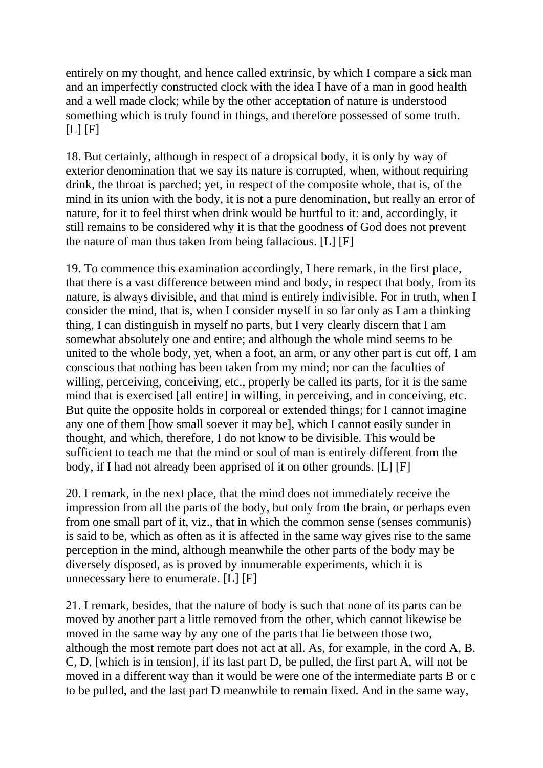entirely on my thought, and hence called extrinsic, by which I compare a sick man and an imperfectly constructed clock with the idea I have of a man in good health and a well made clock; while by the other acceptation of nature is understood something which is truly found in things, and therefore possessed of some truth. [L] [F]

18. But certainly, although in respect of a dropsical body, it is only by way of exterior denomination that we say its nature is corrupted, when, without requiring drink, the throat is parched; yet, in respect of the composite whole, that is, of the mind in its union with the body, it is not a pure denomination, but really an error of nature, for it to feel thirst when drink would be hurtful to it: and, accordingly, it still remains to be considered why it is that the goodness of God does not prevent the nature of man thus taken from being fallacious. [L] [F]

19. To commence this examination accordingly, I here remark, in the first place, that there is a vast difference between mind and body, in respect that body, from its nature, is always divisible, and that mind is entirely indivisible. For in truth, when I consider the mind, that is, when I consider myself in so far only as I am a thinking thing, I can distinguish in myself no parts, but I very clearly discern that I am somewhat absolutely one and entire; and although the whole mind seems to be united to the whole body, yet, when a foot, an arm, or any other part is cut off, I am conscious that nothing has been taken from my mind; nor can the faculties of willing, perceiving, conceiving, etc., properly be called its parts, for it is the same mind that is exercised [all entire] in willing, in perceiving, and in conceiving, etc. But quite the opposite holds in corporeal or extended things; for I cannot imagine any one of them [how small soever it may be], which I cannot easily sunder in thought, and which, therefore, I do not know to be divisible. This would be sufficient to teach me that the mind or soul of man is entirely different from the body, if I had not already been apprised of it on other grounds. [L] [F]

20. I remark, in the next place, that the mind does not immediately receive the impression from all the parts of the body, but only from the brain, or perhaps even from one small part of it, viz., that in which the common sense (senses communis) is said to be, which as often as it is affected in the same way gives rise to the same perception in the mind, although meanwhile the other parts of the body may be diversely disposed, as is proved by innumerable experiments, which it is unnecessary here to enumerate. [L] [F]

21. I remark, besides, that the nature of body is such that none of its parts can be moved by another part a little removed from the other, which cannot likewise be moved in the same way by any one of the parts that lie between those two, although the most remote part does not act at all. As, for example, in the cord A, B. C, D, [which is in tension], if its last part D, be pulled, the first part A, will not be moved in a different way than it would be were one of the intermediate parts B or c to be pulled, and the last part D meanwhile to remain fixed. And in the same way,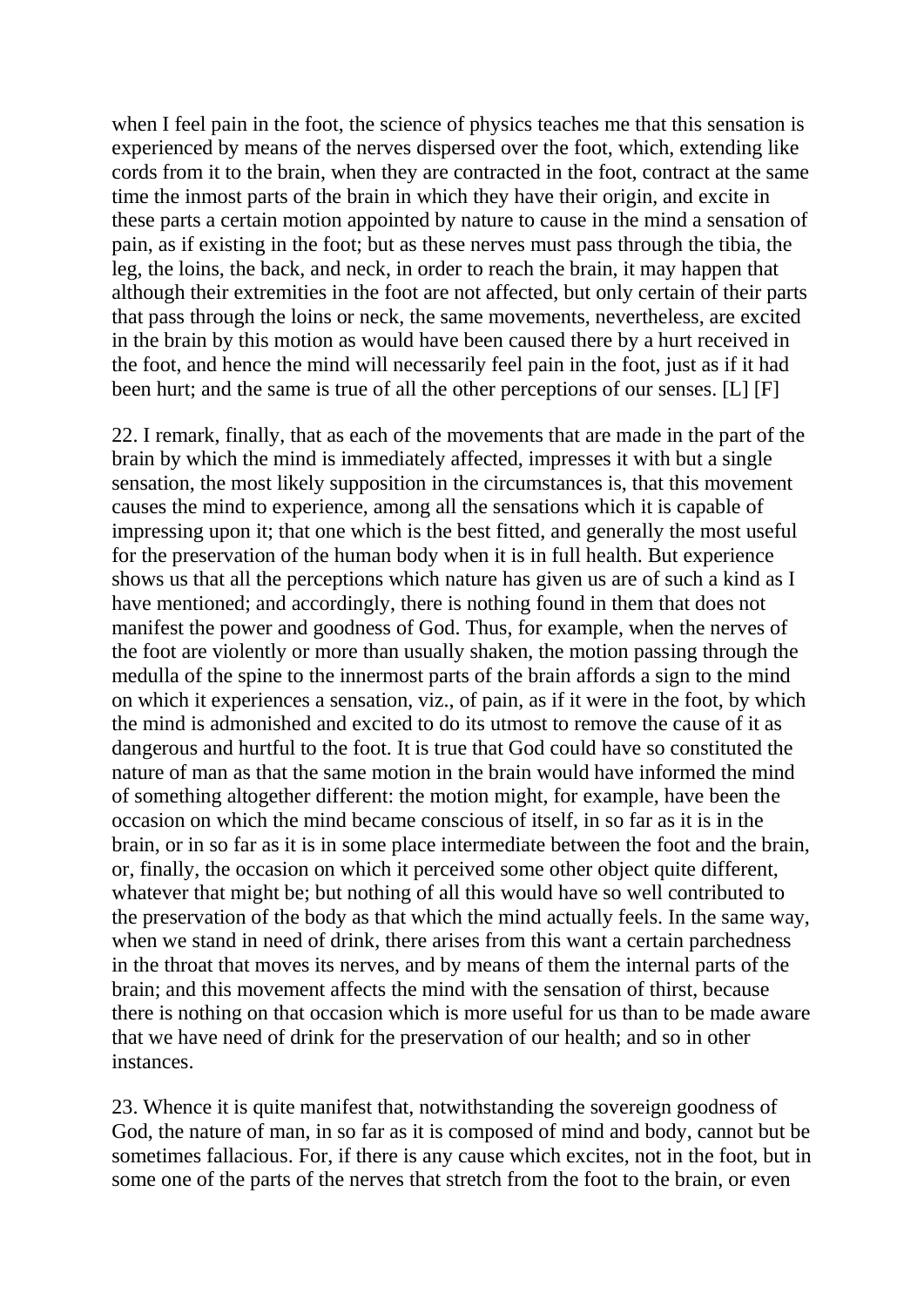when I feel pain in the foot, the science of physics teaches me that this sensation is experienced by means of the nerves dispersed over the foot, which, extending like cords from it to the brain, when they are contracted in the foot, contract at the same time the inmost parts of the brain in which they have their origin, and excite in these parts a certain motion appointed by nature to cause in the mind a sensation of pain, as if existing in the foot; but as these nerves must pass through the tibia, the leg, the loins, the back, and neck, in order to reach the brain, it may happen that although their extremities in the foot are not affected, but only certain of their parts that pass through the loins or neck, the same movements, nevertheless, are excited in the brain by this motion as would have been caused there by a hurt received in the foot, and hence the mind will necessarily feel pain in the foot, just as if it had been hurt; and the same is true of all the other perceptions of our senses. [L] [F]

22. I remark, finally, that as each of the movements that are made in the part of the brain by which the mind is immediately affected, impresses it with but a single sensation, the most likely supposition in the circumstances is, that this movement causes the mind to experience, among all the sensations which it is capable of impressing upon it; that one which is the best fitted, and generally the most useful for the preservation of the human body when it is in full health. But experience shows us that all the perceptions which nature has given us are of such a kind as I have mentioned; and accordingly, there is nothing found in them that does not manifest the power and goodness of God. Thus, for example, when the nerves of the foot are violently or more than usually shaken, the motion passing through the medulla of the spine to the innermost parts of the brain affords a sign to the mind on which it experiences a sensation, viz., of pain, as if it were in the foot, by which the mind is admonished and excited to do its utmost to remove the cause of it as dangerous and hurtful to the foot. It is true that God could have so constituted the nature of man as that the same motion in the brain would have informed the mind of something altogether different: the motion might, for example, have been the occasion on which the mind became conscious of itself, in so far as it is in the brain, or in so far as it is in some place intermediate between the foot and the brain, or, finally, the occasion on which it perceived some other object quite different, whatever that might be; but nothing of all this would have so well contributed to the preservation of the body as that which the mind actually feels. In the same way, when we stand in need of drink, there arises from this want a certain parchedness in the throat that moves its nerves, and by means of them the internal parts of the brain; and this movement affects the mind with the sensation of thirst, because there is nothing on that occasion which is more useful for us than to be made aware that we have need of drink for the preservation of our health; and so in other instances.

23. Whence it is quite manifest that, notwithstanding the sovereign goodness of God, the nature of man, in so far as it is composed of mind and body, cannot but be sometimes fallacious. For, if there is any cause which excites, not in the foot, but in some one of the parts of the nerves that stretch from the foot to the brain, or even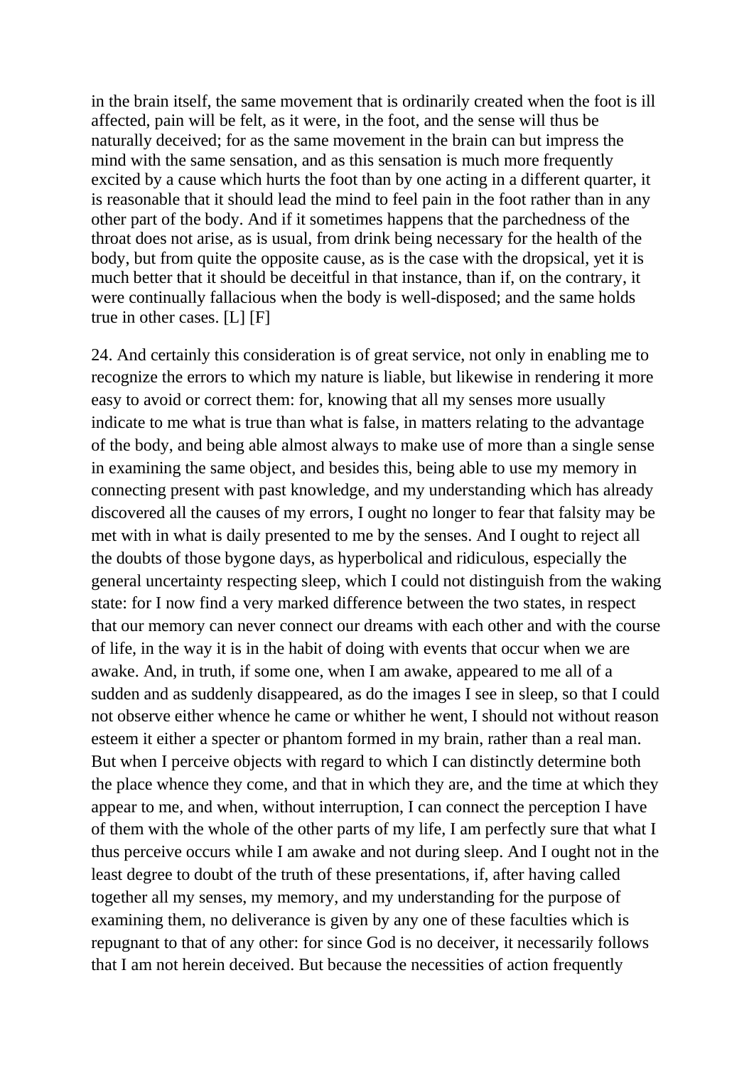in the brain itself, the same movement that is ordinarily created when the foot is ill affected, pain will be felt, as it were, in the foot, and the sense will thus be naturally deceived; for as the same movement in the brain can but impress the mind with the same sensation, and as this sensation is much more frequently excited by a cause which hurts the foot than by one acting in a different quarter, it is reasonable that it should lead the mind to feel pain in the foot rather than in any other part of the body. And if it sometimes happens that the parchedness of the throat does not arise, as is usual, from drink being necessary for the health of the body, but from quite the opposite cause, as is the case with the dropsical, yet it is much better that it should be deceitful in that instance, than if, on the contrary, it were continually fallacious when the body is well-disposed; and the same holds true in other cases. [L] [F]

24. And certainly this consideration is of great service, not only in enabling me to recognize the errors to which my nature is liable, but likewise in rendering it more easy to avoid or correct them: for, knowing that all my senses more usually indicate to me what is true than what is false, in matters relating to the advantage of the body, and being able almost always to make use of more than a single sense in examining the same object, and besides this, being able to use my memory in connecting present with past knowledge, and my understanding which has already discovered all the causes of my errors, I ought no longer to fear that falsity may be met with in what is daily presented to me by the senses. And I ought to reject all the doubts of those bygone days, as hyperbolical and ridiculous, especially the general uncertainty respecting sleep, which I could not distinguish from the waking state: for I now find a very marked difference between the two states, in respect that our memory can never connect our dreams with each other and with the course of life, in the way it is in the habit of doing with events that occur when we are awake. And, in truth, if some one, when I am awake, appeared to me all of a sudden and as suddenly disappeared, as do the images I see in sleep, so that I could not observe either whence he came or whither he went, I should not without reason esteem it either a specter or phantom formed in my brain, rather than a real man. But when I perceive objects with regard to which I can distinctly determine both the place whence they come, and that in which they are, and the time at which they appear to me, and when, without interruption, I can connect the perception I have of them with the whole of the other parts of my life, I am perfectly sure that what I thus perceive occurs while I am awake and not during sleep. And I ought not in the least degree to doubt of the truth of these presentations, if, after having called together all my senses, my memory, and my understanding for the purpose of examining them, no deliverance is given by any one of these faculties which is repugnant to that of any other: for since God is no deceiver, it necessarily follows that I am not herein deceived. But because the necessities of action frequently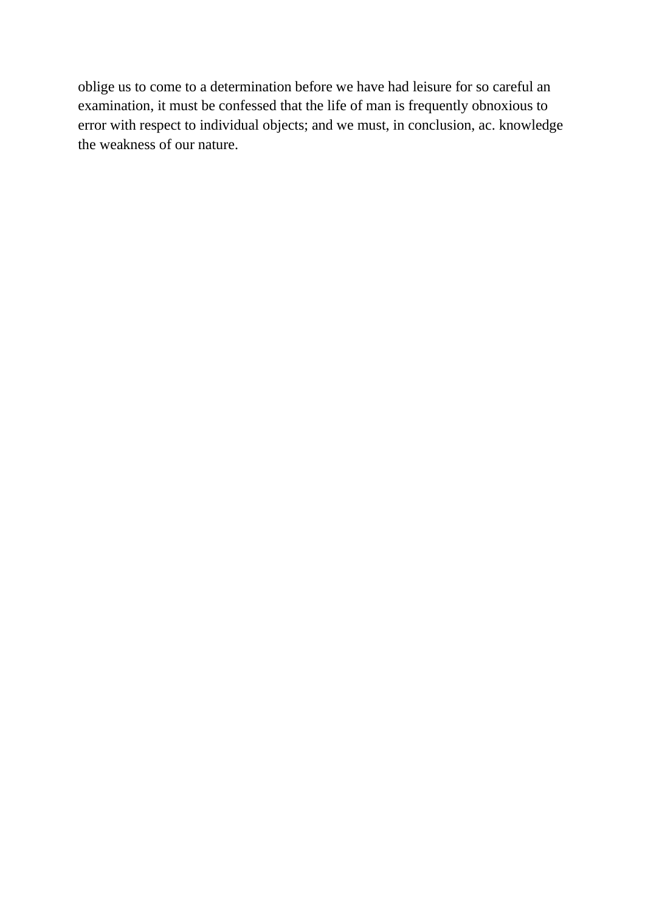oblige us to come to a determination before we have had leisure for so careful an examination, it must be confessed that the life of man is frequently obnoxious to error with respect to individual objects; and we must, in conclusion, ac. knowledge the weakness of our nature.